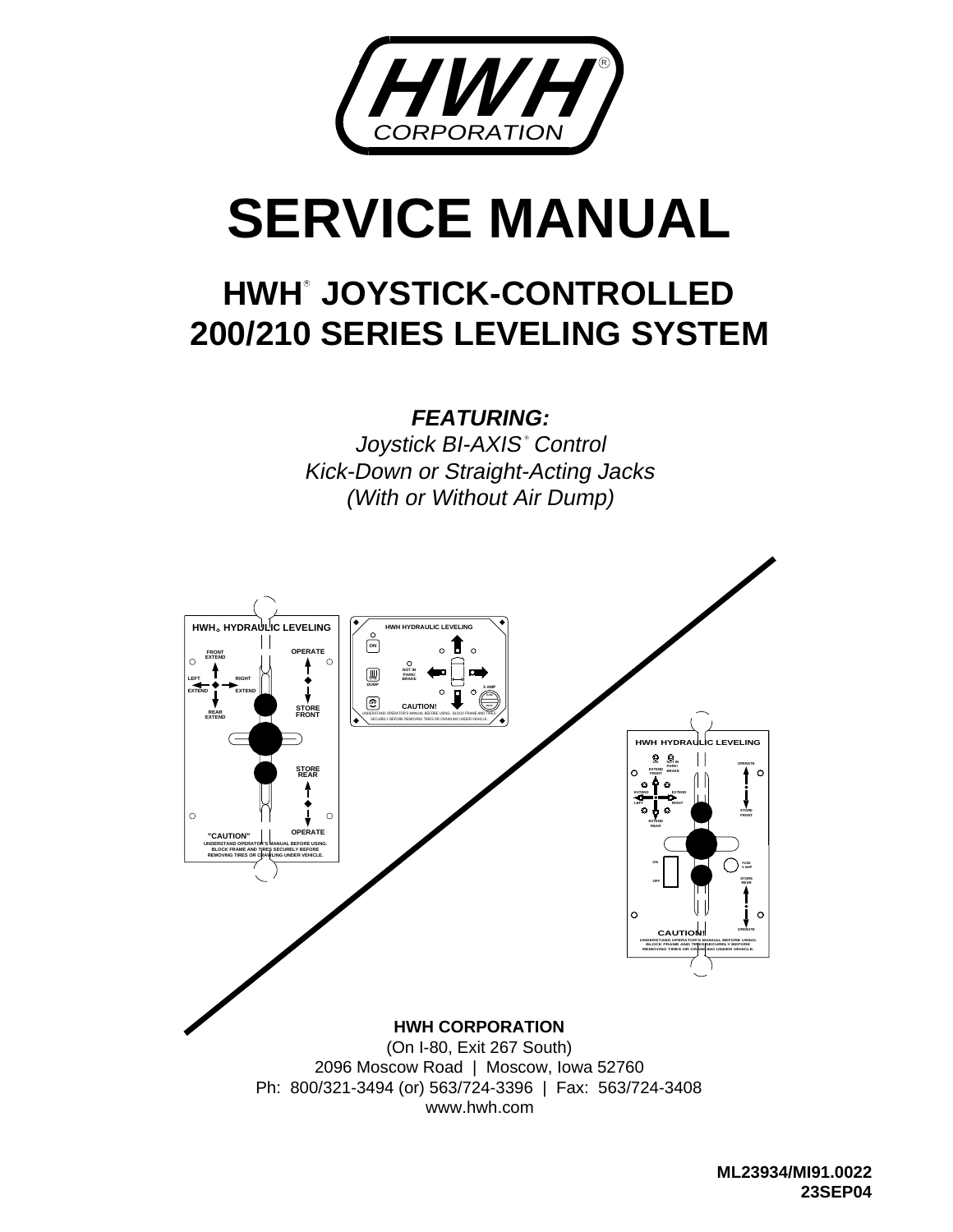HWH® CORPORATION

# SERVICE MANUAL

## HWH® JOYSTICK-CONTROLLED 200/210 SERIES LEVELING SYSTEM

***FEATURING:***

*Joystick BI-AXIS® Control*
*Kick-Down or Straight-Acting Jacks*
*(With or Without Air Dump)*

**HWH CORPORATION**
(On I-80, Exit 267 South)
2096 Moscow Road | Moscow, Iowa 52760
Ph: 800/321-3494 (or) 563/724-3396 | Fax: 563/724-3408
www.hwh.com

**ML23934/MI91.0022**
**23SEP04**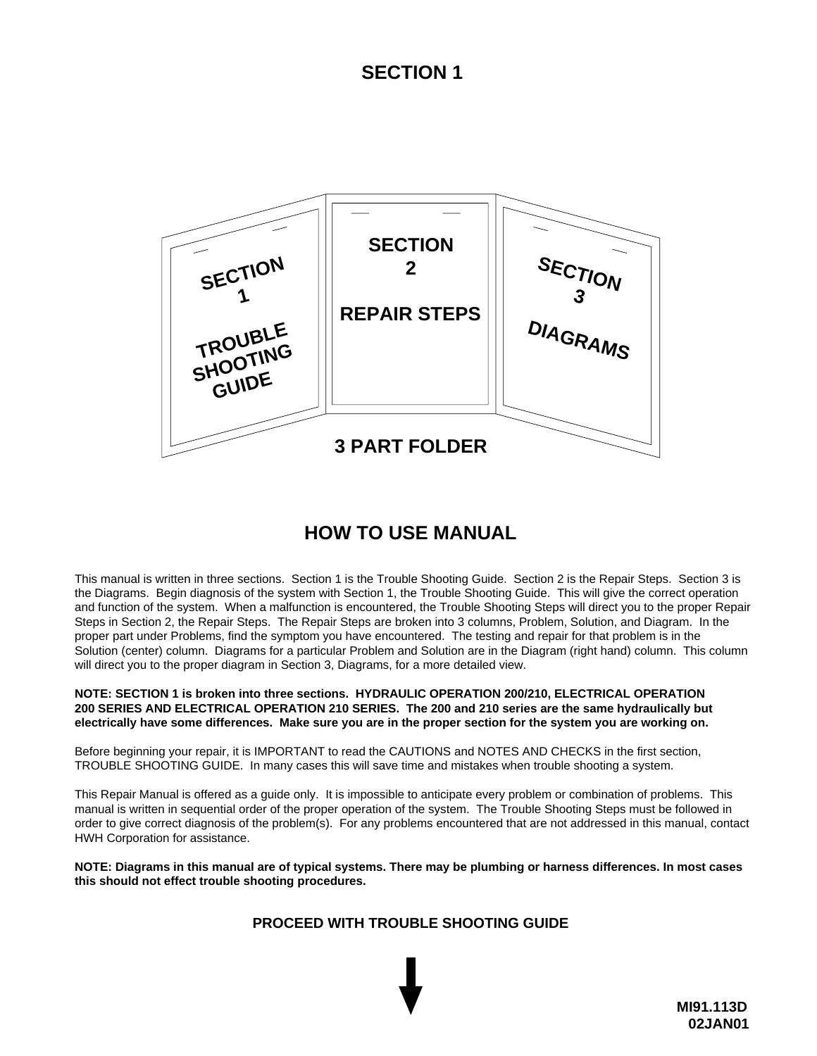# SECTION 1

SECTION 1

TROUBLE SHOOTING GUIDE

SECTION 2

REPAIR STEPS

SECTION 3

DIAGRAMS

3 PART FOLDER

## HOW TO USE MANUAL

This manual is written in three sections. Section 1 is the Trouble Shooting Guide. Section 2 is the Repair Steps. Section 3 is the Diagrams. Begin diagnosis of the system with Section 1, the Trouble Shooting Guide. This will give the correct operation and function of the system. When a malfunction is encountered, the Trouble Shooting Steps will direct you to the proper Repair Steps in Section 2, the Repair Steps. The Repair Steps are broken into 3 columns, Problem, Solution, and Diagram. In the proper part under Problems, find the symptom you have encountered. The testing and repair for that problem is in the Solution (center) column. Diagrams for a particular Problem and Solution are in the Diagram (right hand) column. This column will direct you to the proper diagram in Section 3, Diagrams, for a more detailed view.

**NOTE: SECTION 1 is broken into three sections. HYDRAULIC OPERATION 200/210, ELECTRICAL OPERATION 200 SERIES AND ELECTRICAL OPERATION 210 SERIES. The 200 and 210 series are the same hydraulically but electrically have some differences. Make sure you are in the proper section for the system you are working on.**

Before beginning your repair, it is IMPORTANT to read the CAUTIONS and NOTES AND CHECKS in the first section, TROUBLE SHOOTING GUIDE. In many cases this will save time and mistakes when trouble shooting a system.

This Repair Manual is offered as a guide only. It is impossible to anticipate every problem or combination of problems. This manual is written in sequential order of the proper operation of the system. The Trouble Shooting Steps must be followed in order to give correct diagnosis of the problem(s). For any problems encountered that are not addressed in this manual, contact HWH Corporation for assistance.

**NOTE: Diagrams in this manual are of typical systems. There may be plumbing or harness differences. In most cases this should not effect trouble shooting procedures.**

**PROCEED WITH TROUBLE SHOOTING GUIDE**

**MI91.113D**
**02JAN01**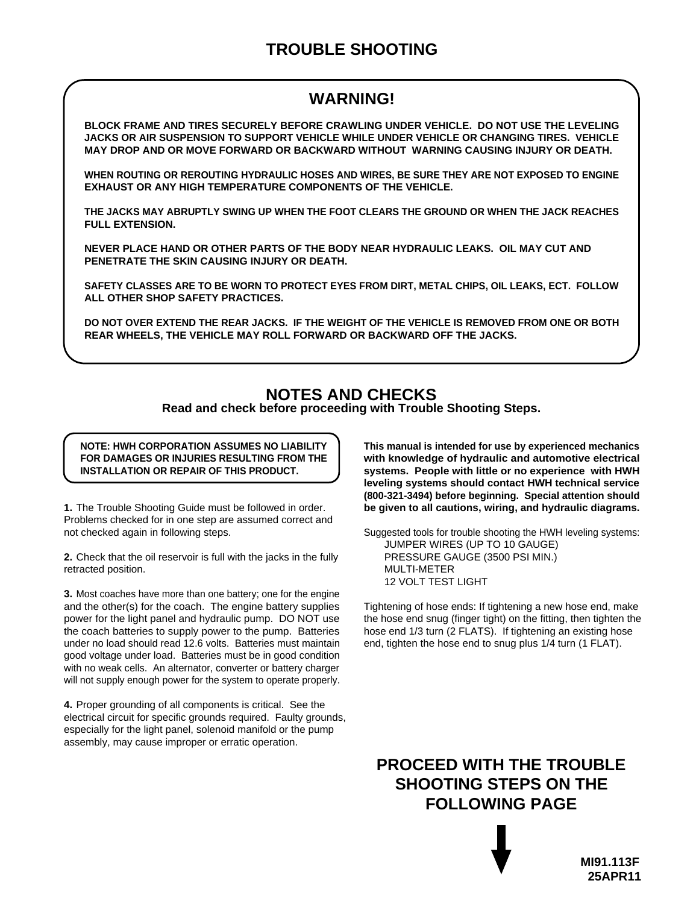# TROUBLE SHOOTING

## WARNING!

**BLOCK FRAME AND TIRES SECURELY BEFORE CRAWLING UNDER VEHICLE. DO NOT USE THE LEVELING JACKS OR AIR SUSPENSION TO SUPPORT VEHICLE WHILE UNDER VEHICLE OR CHANGING TIRES. VEHICLE MAY DROP AND OR MOVE FORWARD OR BACKWARD WITHOUT WARNING CAUSING INJURY OR DEATH.**

**WHEN ROUTING OR REROUTING HYDRAULIC HOSES AND WIRES, BE SURE THEY ARE NOT EXPOSED TO ENGINE EXHAUST OR ANY HIGH TEMPERATURE COMPONENTS OF THE VEHICLE.**

**THE JACKS MAY ABRUPTLY SWING UP WHEN THE FOOT CLEARS THE GROUND OR WHEN THE JACK REACHES FULL EXTENSION.**

**NEVER PLACE HAND OR OTHER PARTS OF THE BODY NEAR HYDRAULIC LEAKS. OIL MAY CUT AND PENETRATE THE SKIN CAUSING INJURY OR DEATH.**

**SAFETY CLASSES ARE TO BE WORN TO PROTECT EYES FROM DIRT, METAL CHIPS, OIL LEAKS, ECT. FOLLOW ALL OTHER SHOP SAFETY PRACTICES.**

**DO NOT OVER EXTEND THE REAR JACKS. IF THE WEIGHT OF THE VEHICLE IS REMOVED FROM ONE OR BOTH REAR WHEELS, THE VEHICLE MAY ROLL FORWARD OR BACKWARD OFF THE JACKS.**

## NOTES AND CHECKS

**Read and check before proceeding with Trouble Shooting Steps.**

**NOTE: HWH CORPORATION ASSUMES NO LIABILITY FOR DAMAGES OR INJURIES RESULTING FROM THE INSTALLATION OR REPAIR OF THIS PRODUCT.**

**1.** The Trouble Shooting Guide must be followed in order. Problems checked for in one step are assumed correct and not checked again in following steps.

**2.** Check that the oil reservoir is full with the jacks in the fully retracted position.

**3.** Most coaches have more than one battery; one for the engine and the other(s) for the coach. The engine battery supplies power for the light panel and hydraulic pump. DO NOT use the coach batteries to supply power to the pump. Batteries under no load should read 12.6 volts. Batteries must maintain good voltage under load. Batteries must be in good condition with no weak cells. An alternator, converter or battery charger will not supply enough power for the system to operate properly.

**4.** Proper grounding of all components is critical. See the electrical circuit for specific grounds required. Faulty grounds, especially for the light panel, solenoid manifold or the pump assembly, may cause improper or erratic operation.

**This manual is intended for use by experienced mechanics with knowledge of hydraulic and automotive electrical systems. People with little or no experience with HWH leveling systems should contact HWH technical service (800-321-3494) before beginning. Special attention should be given to all cautions, wiring, and hydraulic diagrams.**

Suggested tools for trouble shooting the HWH leveling systems:
- JUMPER WIRES (UP TO 10 GAUGE)
- PRESSURE GAUGE (3500 PSI MIN.)
- MULTI-METER
- 12 VOLT TEST LIGHT

Tightening of hose ends: If tightening a new hose end, make the hose end snug (finger tight) on the fitting, then tighten the hose end 1/3 turn (2 FLATS). If tightening an existing hose end, tighten the hose end to snug plus 1/4 turn (1 FLAT).

**PROCEED WITH THE TROUBLE SHOOTING STEPS ON THE FOLLOWING PAGE**

**MI91.113F**
**25APR11**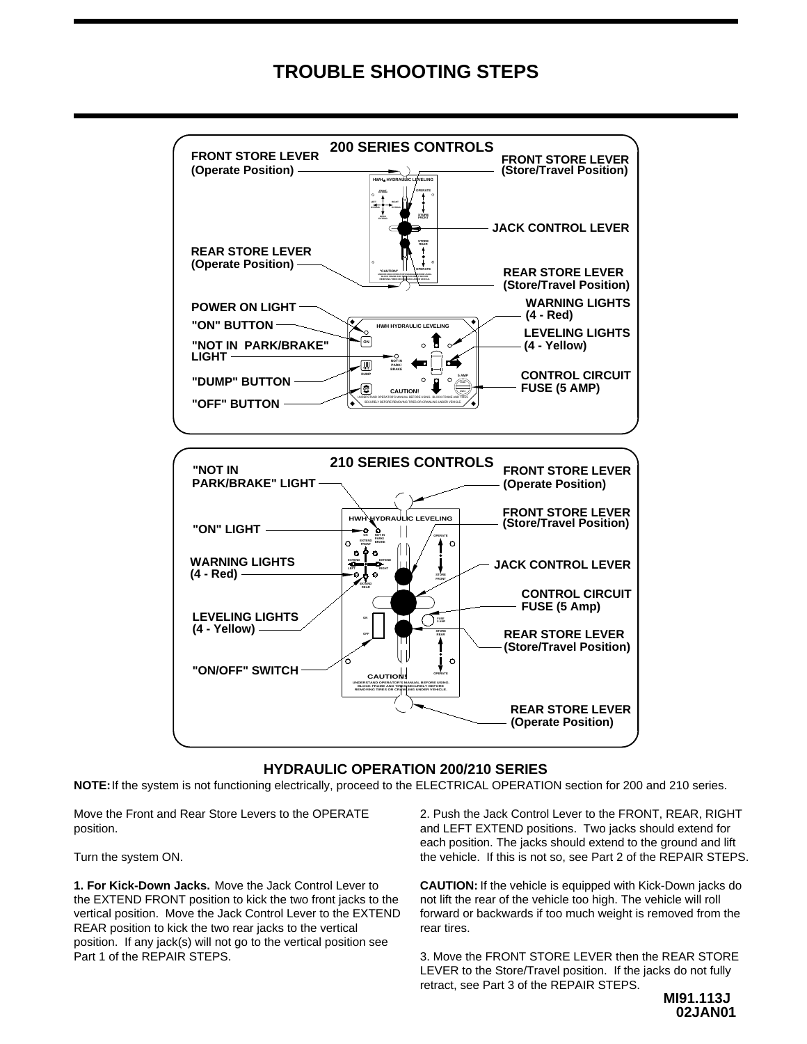# TROUBLE SHOOTING STEPS

## 200 SERIES CONTROLS

FRONT STORE LEVER (Operate Position)

FRONT STORE LEVER (Store/Travel Position)

JACK CONTROL LEVER

REAR STORE LEVER (Operate Position)

REAR STORE LEVER (Store/Travel Position)

POWER ON LIGHT

"ON" BUTTON

"NOT IN PARK/BRAKE" LIGHT

"DUMP" BUTTON

"OFF" BUTTON

WARNING LIGHTS (4 - Red)

LEVELING LIGHTS (4 - Yellow)

CONTROL CIRCUIT FUSE (5 AMP)

## 210 SERIES CONTROLS

"NOT IN PARK/BRAKE" LIGHT

"ON" LIGHT

WARNING LIGHTS (4 - Red)

LEVELING LIGHTS (4 - Yellow)

"ON/OFF" SWITCH

FRONT STORE LEVER (Operate Position)

FRONT STORE LEVER (Store/Travel Position)

JACK CONTROL LEVER

CONTROL CIRCUIT FUSE (5 Amp)

REAR STORE LEVER (Store/Travel Position)

REAR STORE LEVER (Operate Position)

## HYDRAULIC OPERATION 200/210 SERIES

**NOTE:** If the system is not functioning electrically, proceed to the ELECTRICAL OPERATION section for 200 and 210 series.

Move the Front and Rear Store Levers to the OPERATE position.

Turn the system ON.

**1. For Kick-Down Jacks.** Move the Jack Control Lever to the EXTEND FRONT position to kick the two front jacks to the vertical position. Move the Jack Control Lever to the EXTEND REAR position to kick the two rear jacks to the vertical position. If any jack(s) will not go to the vertical position see Part 1 of the REPAIR STEPS.

2. Push the Jack Control Lever to the FRONT, REAR, RIGHT and LEFT EXTEND positions. Two jacks should extend for each position. The jacks should extend to the ground and lift the vehicle. If this is not so, see Part 2 of the REPAIR STEPS.

**CAUTION:** If the vehicle is equipped with Kick-Down jacks do not lift the rear of the vehicle too high. The vehicle will roll forward or backwards if too much weight is removed from the rear tires.

3. Move the FRONT STORE LEVER then the REAR STORE LEVER to the Store/Travel position. If the jacks do not fully retract, see Part 3 of the REPAIR STEPS.

MI91.113J
02JAN01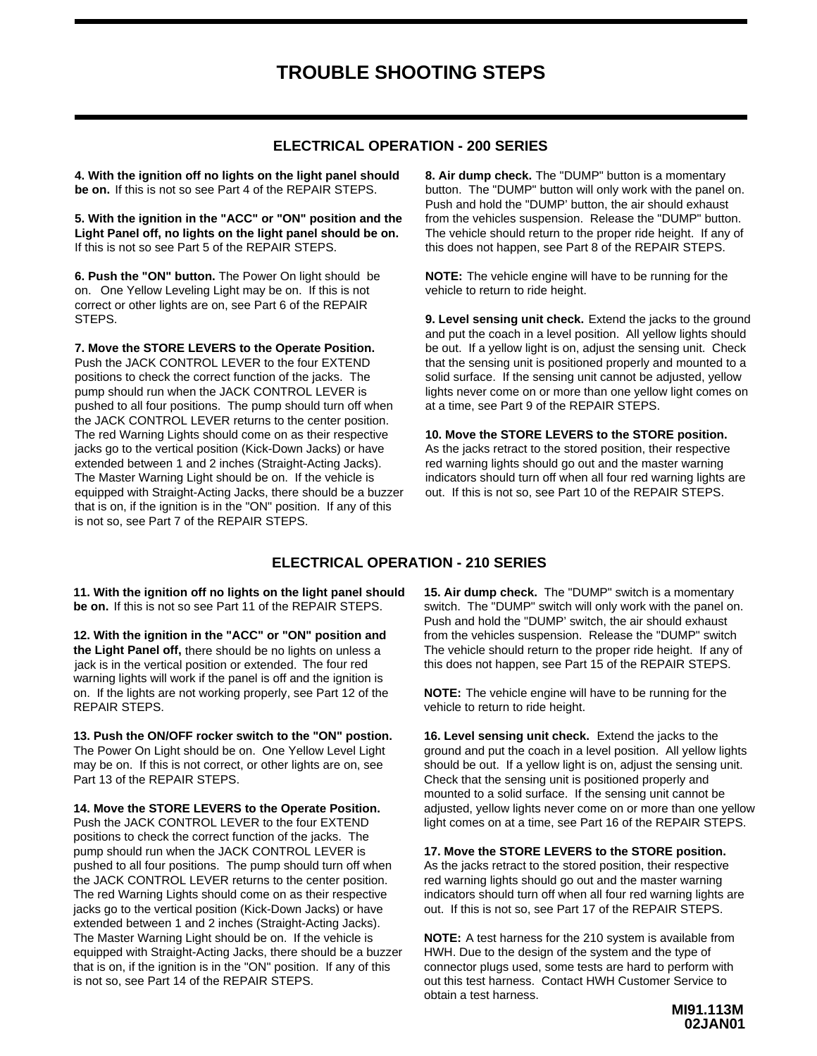# TROUBLE SHOOTING STEPS

## ELECTRICAL OPERATION - 200 SERIES

**4. With the ignition off no lights on the light panel should be on.** If this is not so see Part 4 of the REPAIR STEPS.

**5. With the ignition in the "ACC" or "ON" position and the Light Panel off, no lights on the light panel should be on.** If this is not so see Part 5 of the REPAIR STEPS.

**6. Push the "ON" button.** The Power On light should be on. One Yellow Leveling Light may be on. If this is not correct or other lights are on, see Part 6 of the REPAIR STEPS.

**7. Move the STORE LEVERS to the Operate Position.** Push the JACK CONTROL LEVER to the four EXTEND positions to check the correct function of the jacks. The pump should run when the JACK CONTROL LEVER is pushed to all four positions. The pump should turn off when the JACK CONTROL LEVER returns to the center position. The red Warning Lights should come on as their respective jacks go to the vertical position (Kick-Down Jacks) or have extended between 1 and 2 inches (Straight-Acting Jacks). The Master Warning Light should be on. If the vehicle is equipped with Straight-Acting Jacks, there should be a buzzer that is on, if the ignition is in the "ON" position. If any of this is not so, see Part 7 of the REPAIR STEPS.

**8. Air dump check.** The "DUMP" button is a momentary button. The "DUMP" button will only work with the panel on. Push and hold the "DUMP' button, the air should exhaust from the vehicles suspension. Release the "DUMP" button. The vehicle should return to the proper ride height. If any of this does not happen, see Part 8 of the REPAIR STEPS.

**NOTE:** The vehicle engine will have to be running for the vehicle to return to ride height.

**9. Level sensing unit check.** Extend the jacks to the ground and put the coach in a level position. All yellow lights should be out. If a yellow light is on, adjust the sensing unit. Check that the sensing unit is positioned properly and mounted to a solid surface. If the sensing unit cannot be adjusted, yellow lights never come on or more than one yellow light comes on at a time, see Part 9 of the REPAIR STEPS.

**10. Move the STORE LEVERS to the STORE position.** As the jacks retract to the stored position, their respective red warning lights should go out and the master warning indicators should turn off when all four red warning lights are out. If this is not so, see Part 10 of the REPAIR STEPS.

## ELECTRICAL OPERATION - 210 SERIES

**11. With the ignition off no lights on the light panel should be on.** If this is not so see Part 11 of the REPAIR STEPS.

**12. With the ignition in the "ACC" or "ON" position and the Light Panel off,** there should be no lights on unless a jack is in the vertical position or extended. The four red warning lights will work if the panel is off and the ignition is on. If the lights are not working properly, see Part 12 of the REPAIR STEPS.

**13. Push the ON/OFF rocker switch to the "ON" postion.** The Power On Light should be on. One Yellow Level Light may be on. If this is not correct, or other lights are on, see Part 13 of the REPAIR STEPS.

**14. Move the STORE LEVERS to the Operate Position.** Push the JACK CONTROL LEVER to the four EXTEND positions to check the correct function of the jacks. The pump should run when the JACK CONTROL LEVER is pushed to all four positions. The pump should turn off when the JACK CONTROL LEVER returns to the center position. The red Warning Lights should come on as their respective jacks go to the vertical position (Kick-Down Jacks) or have extended between 1 and 2 inches (Straight-Acting Jacks). The Master Warning Light should be on. If the vehicle is equipped with Straight-Acting Jacks, there should be a buzzer that is on, if the ignition is in the "ON" position. If any of this is not so, see Part 14 of the REPAIR STEPS.

**15. Air dump check.** The "DUMP" switch is a momentary switch. The "DUMP" switch will only work with the panel on. Push and hold the "DUMP' switch, the air should exhaust from the vehicles suspension. Release the "DUMP" switch The vehicle should return to the proper ride height. If any of this does not happen, see Part 15 of the REPAIR STEPS.

**NOTE:** The vehicle engine will have to be running for the vehicle to return to ride height.

**16. Level sensing unit check.** Extend the jacks to the ground and put the coach in a level position. All yellow lights should be out. If a yellow light is on, adjust the sensing unit. Check that the sensing unit is positioned properly and mounted to a solid surface. If the sensing unit cannot be adjusted, yellow lights never come on or more than one yellow light comes on at a time, see Part 16 of the REPAIR STEPS.

**17. Move the STORE LEVERS to the STORE position.** As the jacks retract to the stored position, their respective red warning lights should go out and the master warning indicators should turn off when all four red warning lights are out. If this is not so, see Part 17 of the REPAIR STEPS.

**NOTE:** A test harness for the 210 system is available from HWH. Due to the design of the system and the type of connector plugs used, some tests are hard to perform with out this test harness. Contact HWH Customer Service to obtain a test harness.

**MI91.113M**
**02JAN01**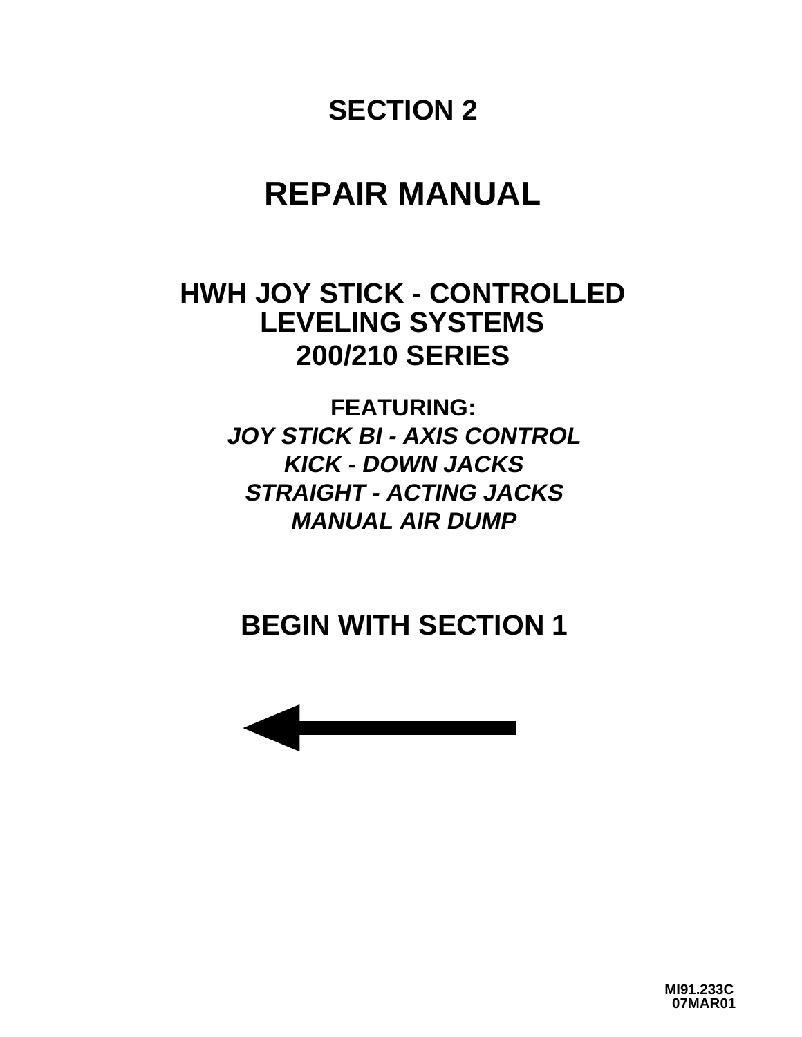# SECTION 2

# REPAIR MANUAL

## HWH JOY STICK - CONTROLLED LEVELING SYSTEMS 200/210 SERIES

**FEATURING:**

***JOY STICK BI - AXIS CONTROL***
***KICK - DOWN JACKS***
***STRAIGHT - ACTING JACKS***
***MANUAL AIR DUMP***

## BEGIN WITH SECTION 1

**MI91.233C**
**07MAR01**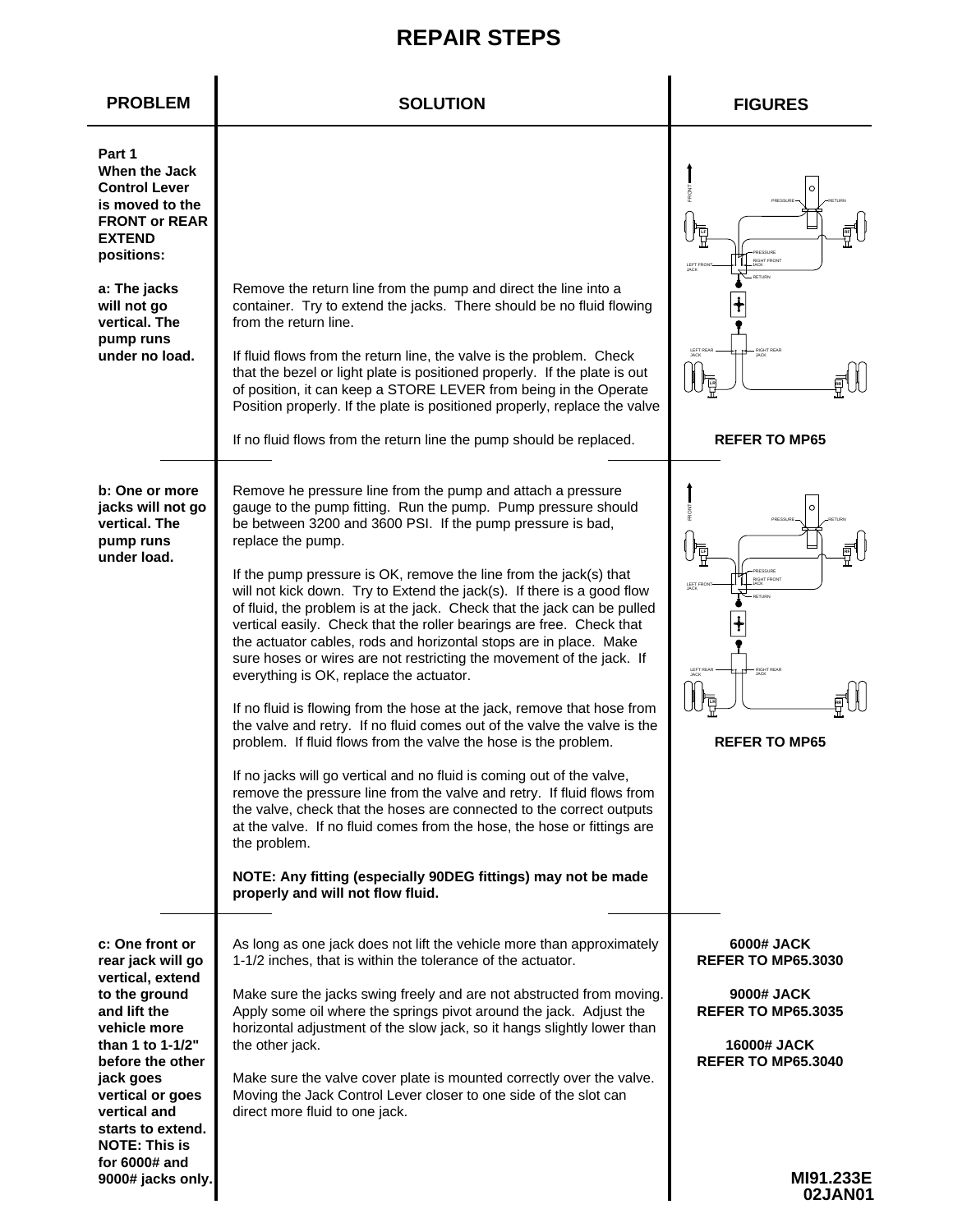# REPAIR STEPS

| PROBLEM | SOLUTION | FIGURES |
|---|---|---|
| **Part 1 When the Jack Control Lever is moved to the FRONT or REAR EXTEND positions:** <br><br> **a: The jacks will not go vertical. The pump runs under no load.** | Remove the return line from the pump and direct the line into a container. Try to extend the jacks. There should be no fluid flowing from the return line.<br><br>If fluid flows from the return line, the valve is the problem. Check that the bezel or light plate is positioned properly. If the plate is out of position, it can keep a STORE LEVER from being in the Operate Position properly. If the plate is positioned properly, replace the valve<br><br>If no fluid flows from the return line the pump should be replaced. | FRONT, PRESSURE, RETURN, LF, RF, PRESSURE, RIGHT FRONT JACK, LEFT FRONT JACK, RETURN, LEFT REAR JACK, RIGHT REAR JACK, LR, RR<br><br>**REFER TO MP65** |
| **b: One or more jacks will not go vertical. The pump runs under load.** | Remove he pressure line from the pump and attach a pressure gauge to the pump fitting. Run the pump. Pump pressure should be between 3200 and 3600 PSI. If the pump pressure is bad, replace the pump.<br><br>If the pump pressure is OK, remove the line from the jack(s) that will not kick down. Try to Extend the jack(s). If there is a good flow of fluid, the problem is at the jack. Check that the jack can be pulled vertical easily. Check that the roller bearings are free. Check that the actuator cables, rods and horizontal stops are in place. Make sure hoses or wires are not restricting the movement of the jack. If everything is OK, replace the actuator.<br><br>If no fluid is flowing from the hose at the jack, remove that hose from the valve and retry. If no fluid comes out of the valve the valve is the problem. If fluid flows from the valve the hose is the problem.<br><br>If no jacks will go vertical and no fluid is coming out of the valve, remove the pressure line from the valve and retry. If fluid flows from the valve, check that the hoses are connected to the correct outputs at the valve. If no fluid comes from the hose, the hose or fittings are the problem.<br><br>**NOTE: Any fitting (especially 90DEG fittings) may not be made properly and will not flow fluid.** | FRONT, PRESSURE, RETURN, LF, RF, PRESSURE, RIGHT FRONT JACK, LEFT FRONT JACK, RETURN, LEFT REAR JACK, RIGHT REAR JACK, LR, RR<br><br>**REFER TO MP65** |
| **c: One front or rear jack will go vertical, extend to the ground and lift the vehicle more than 1 to 1-1/2" before the other jack goes vertical or goes vertical and starts to extend. NOTE: This is for 6000# and 9000# jacks only.** | As long as one jack does not lift the vehicle more than approximately 1-1/2 inches, that is within the tolerance of the actuator.<br><br>Make sure the jacks swing freely and are not abstructed from moving. Apply some oil where the springs pivot around the jack. Adjust the horizontal adjustment of the slow jack, so it hangs slightly lower than the other jack.<br><br>Make sure the valve cover plate is mounted correctly over the valve. Moving the Jack Control Lever closer to one side of the slot can direct more fluid to one jack. | **6000# JACK REFER TO MP65.3030**<br><br>**9000# JACK REFER TO MP65.3035**<br><br>**16000# JACK REFER TO MP65.3040** |

**MI91.233E**
**02JAN01**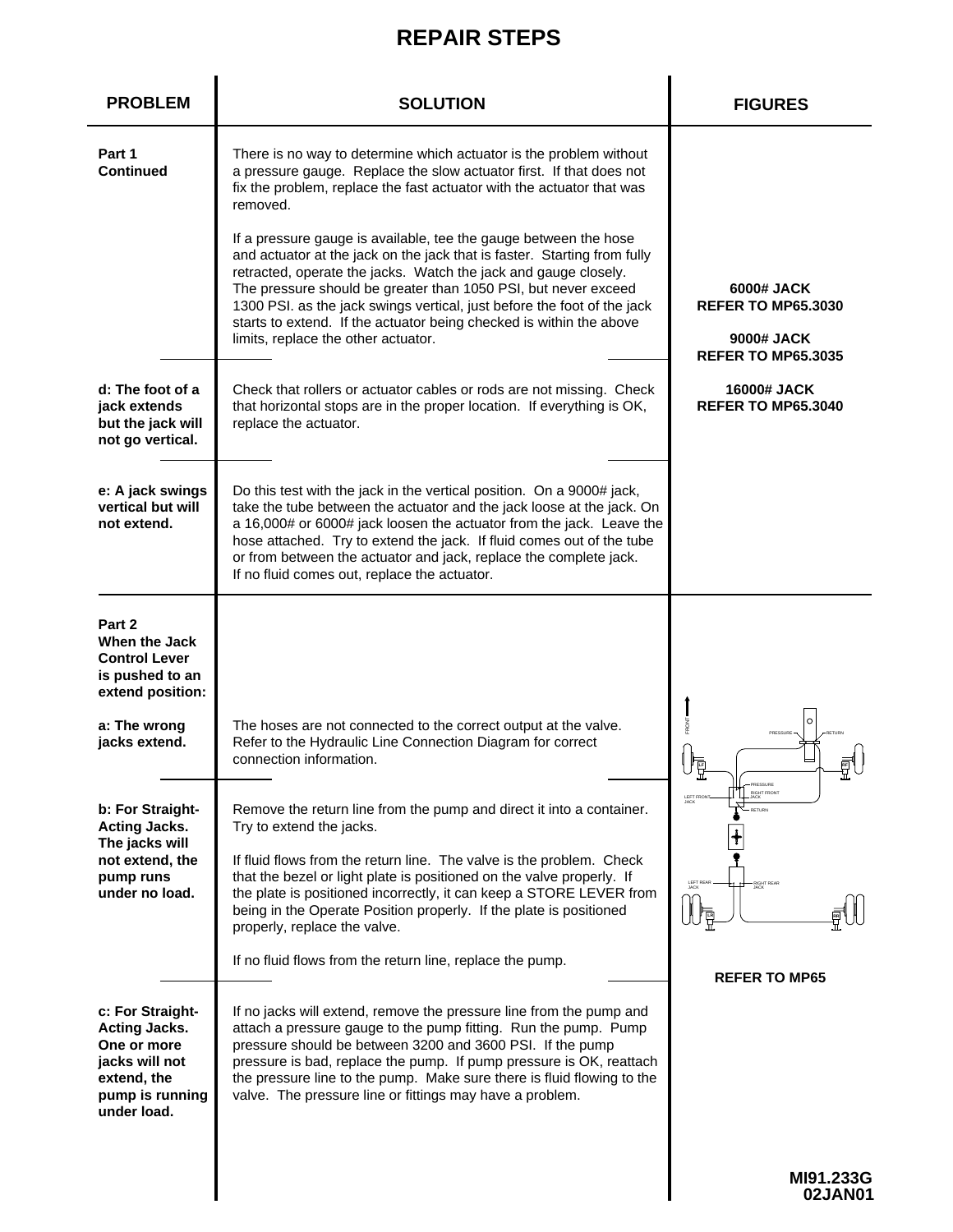# REPAIR STEPS

| PROBLEM | SOLUTION | FIGURES |
|---|---|---|
| **Part 1 Continued** | There is no way to determine which actuator is the problem without a pressure gauge. Replace the slow actuator first. If that does not fix the problem, replace the fast actuator with the actuator that was removed.<br><br>If a pressure gauge is available, tee the gauge between the hose and actuator at the jack on the jack that is faster. Starting from fully retracted, operate the jacks. Watch the jack and gauge closely. The pressure should be greater than 1050 PSI, but never exceed 1300 PSI. as the jack swings vertical, just before the foot of the jack starts to extend. If the actuator being checked is within the above limits, replace the other actuator. | **6000# JACK REFER TO MP65.3030**<br><br>**9000# JACK REFER TO MP65.3035**<br><br>**16000# JACK REFER TO MP65.3040** |
| **d: The foot of a jack extends but the jack will not go vertical.** | Check that rollers or actuator cables or rods are not missing. Check that horizontal stops are in the proper location. If everything is OK, replace the actuator. | |
| **e: A jack swings vertical but will not extend.** | Do this test with the jack in the vertical position. On a 9000# jack, take the tube between the actuator and the jack loose at the jack. On a 16,000# or 6000# jack loosen the actuator from the jack. Leave the hose attached. Try to extend the jack. If fluid comes out of the tube or from between the actuator and jack, replace the complete jack. If no fluid comes out, replace the actuator. | |
| **Part 2 When the Jack Control Lever is pushed to an extend position:**<br><br>**a: The wrong jacks extend.** | The hoses are not connected to the correct output at the valve. Refer to the Hydraulic Line Connection Diagram for correct connection information. | FRONT, PRESSURE, RETURN, LF, RF, PRESSURE, RIGHT FRONT JACK, LEFT FRONT JACK, RETURN, LEFT REAR JACK, RIGHT REAR JACK, LR, RR<br><br>**REFER TO MP65** |
| **b: For Straight-Acting Jacks. The jacks will not extend, the pump runs under no load.** | Remove the return line from the pump and direct it into a container. Try to extend the jacks.<br><br>If fluid flows from the return line. The valve is the problem. Check that the bezel or light plate is positioned on the valve properly. If the plate is positioned incorrectly, it can keep a STORE LEVER from being in the Operate Position properly. If the plate is positioned properly, replace the valve.<br><br>If no fluid flows from the return line, replace the pump. | |
| **c: For Straight-Acting Jacks. One or more jacks will not extend, the pump is running under load.** | If no jacks will extend, remove the pressure line from the pump and attach a pressure gauge to the pump fitting. Run the pump. Pump pressure should be between 3200 and 3600 PSI. If the pump pressure is bad, replace the pump. If pump pressure is OK, reattach the pressure line to the pump. Make sure there is fluid flowing to the valve. The pressure line or fittings may have a problem. | |

MI91.233G
02JAN01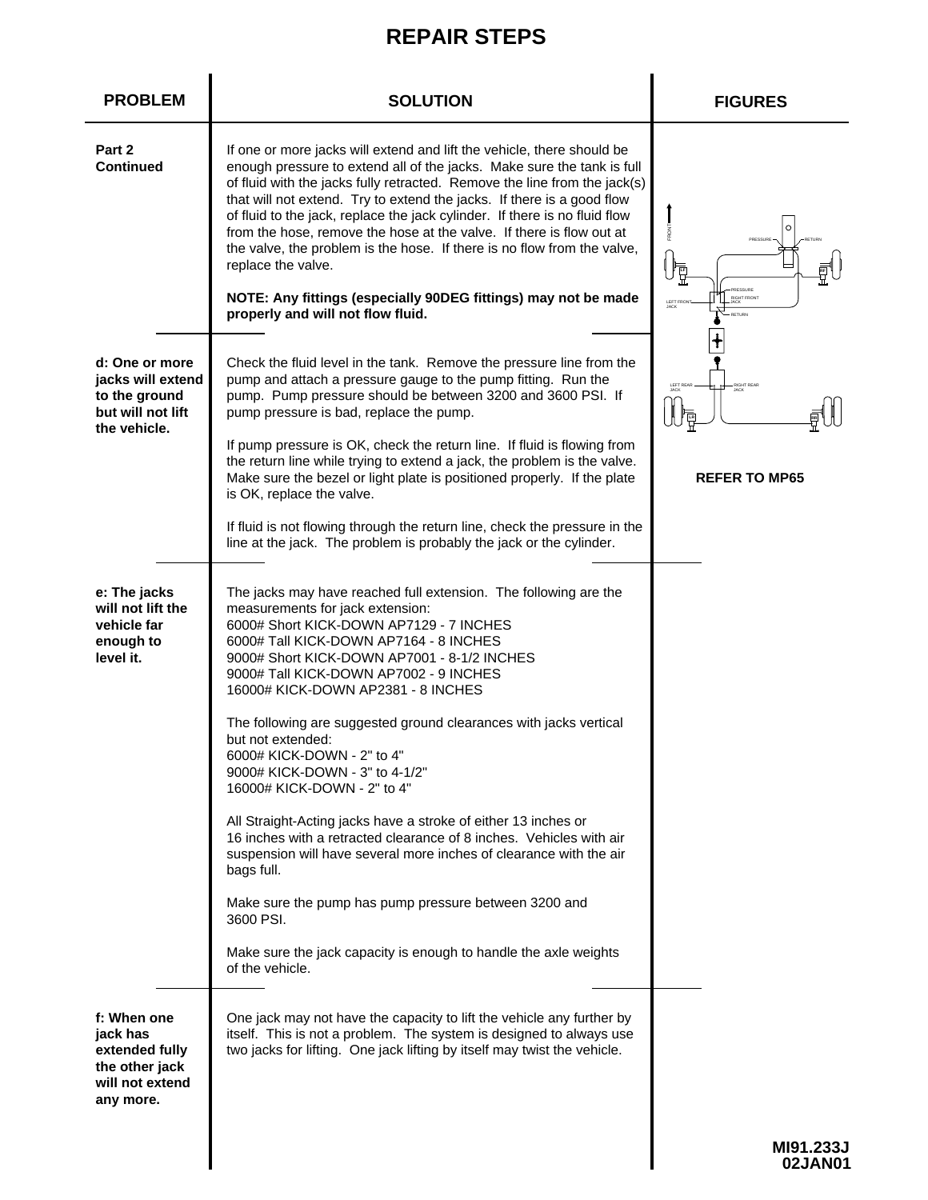# REPAIR STEPS

| PROBLEM | SOLUTION | FIGURES |
|---|---|---|
| **Part 2 Continued** | If one or more jacks will extend and lift the vehicle, there should be enough pressure to extend all of the jacks. Make sure the tank is full of fluid with the jacks fully retracted. Remove the line from the jack(s) that will not extend. Try to extend the jacks. If there is a good flow of fluid to the jack, replace the jack cylinder. If there is no fluid flow from the hose, remove the hose at the valve. If there is flow out at the valve, the problem is the hose. If there is no flow from the valve, replace the valve.<br><br>**NOTE: Any fittings (especially 90DEG fittings) may not be made properly and will not flow fluid.** | |
| **d: One or more jacks will extend to the ground but will not lift the vehicle.** | Check the fluid level in the tank. Remove the pressure line from the pump and attach a pressure gauge to the pump fitting. Run the pump. Pump pressure should be between 3200 and 3600 PSI. If pump pressure is bad, replace the pump.<br><br>If pump pressure is OK, check the return line. If fluid is flowing from the return line while trying to extend a jack, the problem is the valve. Make sure the bezel or light plate is positioned properly. If the plate is OK, replace the valve.<br><br>If fluid is not flowing through the return line, check the pressure in the line at the jack. The problem is probably the jack or the cylinder. | **REFER TO MP65** |
| **e: The jacks will not lift the vehicle far enough to level it.** | The jacks may have reached full extension. The following are the measurements for jack extension:<br>6000# Short KICK-DOWN AP7129 - 7 INCHES<br>6000# Tall KICK-DOWN AP7164 - 8 INCHES<br>9000# Short KICK-DOWN AP7001 - 8-1/2 INCHES<br>9000# Tall KICK-DOWN AP7002 - 9 INCHES<br>16000# KICK-DOWN AP2381 - 8 INCHES<br><br>The following are suggested ground clearances with jacks vertical but not extended:<br>6000# KICK-DOWN - 2" to 4"<br>9000# KICK-DOWN - 3" to 4-1/2"<br>16000# KICK-DOWN - 2" to 4"<br><br>All Straight-Acting jacks have a stroke of either 13 inches or 16 inches with a retracted clearance of 8 inches. Vehicles with air suspension will have several more inches of clearance with the air bags full.<br><br>Make sure the pump has pump pressure between 3200 and 3600 PSI.<br><br>Make sure the jack capacity is enough to handle the axle weights of the vehicle. | |
| **f: When one jack has extended fully the other jack will not extend any more.** | One jack may not have the capacity to lift the vehicle any further by itself. This is not a problem. The system is designed to always use two jacks for lifting. One jack lifting by itself may twist the vehicle. | |

MI91.233J
02JAN01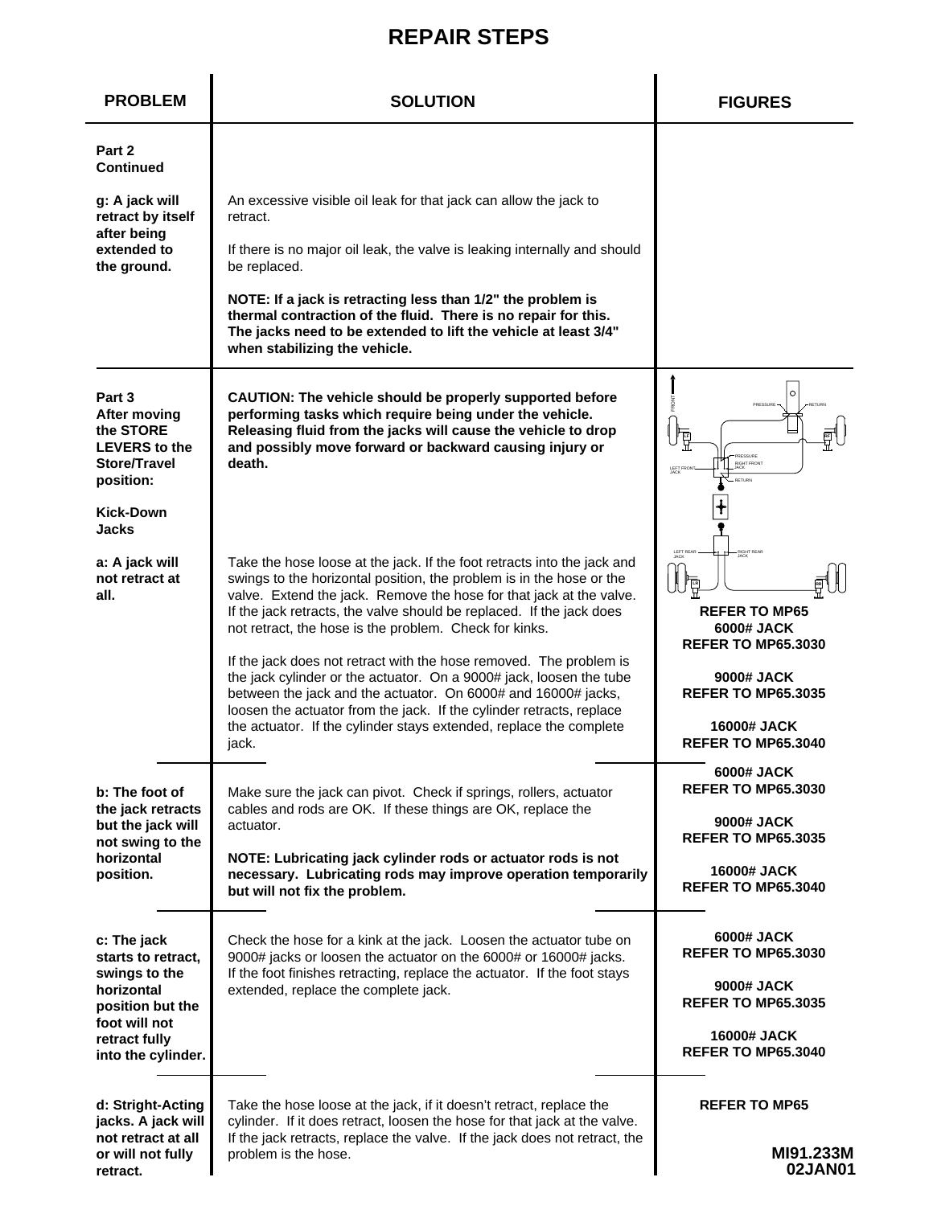# REPAIR STEPS

| PROBLEM | SOLUTION | FIGURES |
|---|---|---|
| **Part 2 Continued** | | |
| **g: A jack will retract by itself after being extended to the ground.** | An excessive visible oil leak for that jack can allow the jack to retract.<br><br>If there is no major oil leak, the valve is leaking internally and should be replaced.<br><br>**NOTE: If a jack is retracting less than 1/2" the problem is thermal contraction of the fluid. There is no repair for this. The jacks need to be extended to lift the vehicle at least 3/4" when stabilizing the vehicle.** | |
| **Part 3 After moving the STORE LEVERS to the Store/Travel position:**<br><br>**Kick-Down Jacks** | **CAUTION: The vehicle should be properly supported before performing tasks which require being under the vehicle. Releasing fluid from the jacks will cause the vehicle to drop and possibly move forward or backward causing injury or death.** | |
| **a: A jack will not retract at all.** | Take the hose loose at the jack. If the foot retracts into the jack and swings to the horizontal position, the problem is in the hose or the valve. Extend the jack. Remove the hose for that jack at the valve. If the jack retracts, the valve should be replaced. If the jack does not retract, the hose is the problem. Check for kinks.<br><br>If the jack does not retract with the hose removed. The problem is the jack cylinder or the actuator. On a 9000# jack, loosen the tube between the jack and the actuator. On 6000# and 16000# jacks, loosen the actuator from the jack. If the cylinder retracts, replace the actuator. If the cylinder stays extended, replace the complete jack. | **REFER TO MP65**<br>**6000# JACK REFER TO MP65.3030**<br><br>**9000# JACK REFER TO MP65.3035**<br><br>**16000# JACK REFER TO MP65.3040** |
| **b: The foot of the jack retracts but the jack will not swing to the horizontal position.** | Make sure the jack can pivot. Check if springs, rollers, actuator cables and rods are OK. If these things are OK, replace the actuator.<br><br>**NOTE: Lubricating jack cylinder rods or actuator rods is not necessary. Lubricating rods may improve operation temporarily but will not fix the problem.** | **6000# JACK REFER TO MP65.3030**<br><br>**9000# JACK REFER TO MP65.3035**<br><br>**16000# JACK REFER TO MP65.3040** |
| **c: The jack starts to retract, swings to the horizontal position but the foot will not retract fully into the cylinder.** | Check the hose for a kink at the jack. Loosen the actuator tube on 9000# jacks or loosen the actuator on the 6000# or 16000# jacks. If the foot finishes retracting, replace the actuator. If the foot stays extended, replace the complete jack. | **6000# JACK REFER TO MP65.3030**<br><br>**9000# JACK REFER TO MP65.3035**<br><br>**16000# JACK REFER TO MP65.3040** |
| **d: Stright-Acting jacks. A jack will not retract at all or will not fully retract.** | Take the hose loose at the jack, if it doesn't retract, replace the cylinder. If it does retract, loosen the hose for that jack at the valve. If the jack retracts, replace the valve. If the jack does not retract, the problem is the hose. | **REFER TO MP65** |

**MI91.233M**
**02JAN01**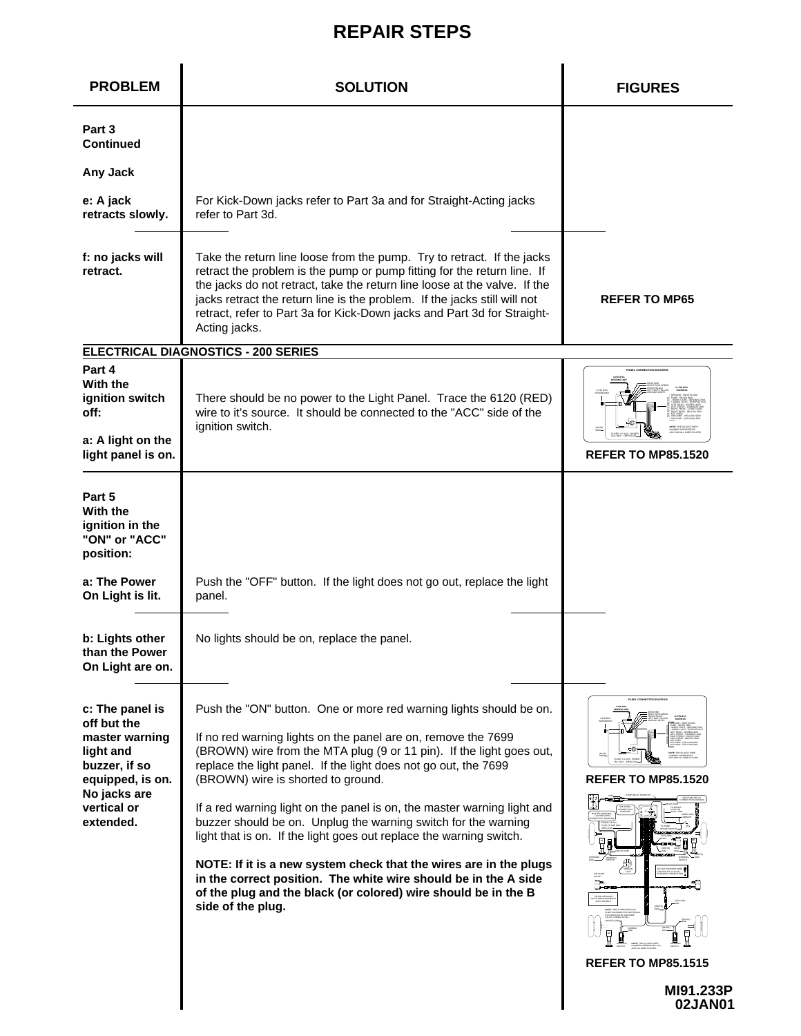# REPAIR STEPS

| PROBLEM | SOLUTION | FIGURES |
|---|---|---|
| **Part 3 Continued**<br><br>**Any Jack**<br><br>**e: A jack retracts slowly.** | For Kick-Down jacks refer to Part 3a and for Straight-Acting jacks refer to Part 3d. | |
| **f: no jacks will retract.** | Take the return line loose from the pump. Try to retract. If the jacks retract the problem is the pump or pump fitting for the return line. If the jacks do not retract, take the return line loose at the valve. If the jacks retract the return line is the problem. If the jacks still will not retract, refer to Part 3a for Kick-Down jacks and Part 3d for Straight-Acting jacks. | **REFER TO MP65** |
| **ELECTRICAL DIAGNOSTICS - 200 SERIES** | | |
| **Part 4 With the ignition switch off:**<br><br>**a: A light on the light panel is on.** | There should be no power to the Light Panel. Trace the 6120 (RED) wire to it's source. It should be connected to the "ACC" side of the ignition switch. | **REFER TO MP85.1520** |
| **Part 5 With the ignition in the "ON" or "ACC" position:**<br><br>**a: The Power On Light is lit.** | Push the "OFF" button. If the light does not go out, replace the light panel. | |
| **b: Lights other than the Power On Light are on.** | No lights should be on, replace the panel. | |
| **c: The panel is off but the master warning light and buzzer, if so equipped, is on. No jacks are vertical or extended.** | Push the "ON" button. One or more red warning lights should be on.<br><br>If no red warning lights on the panel are on, remove the 7699 (BROWN) wire from the MTA plug (9 or 11 pin). If the light goes out, replace the light panel. If the light does not go out, the 7699 (BROWN) wire is shorted to ground.<br><br>If a red warning light on the panel is on, the master warning light and buzzer should be on. Unplug the warning switch for the warning light that is on. If the light goes out replace the warning switch.<br><br>**NOTE: If it is a new system check that the wires are in the plugs in the correct position. The white wire should be in the A side of the plug and the black (or colored) wire should be in the B side of the plug.** | **REFER TO MP85.1520**<br><br>**REFER TO MP85.1515** |

MI91.233P
02JAN01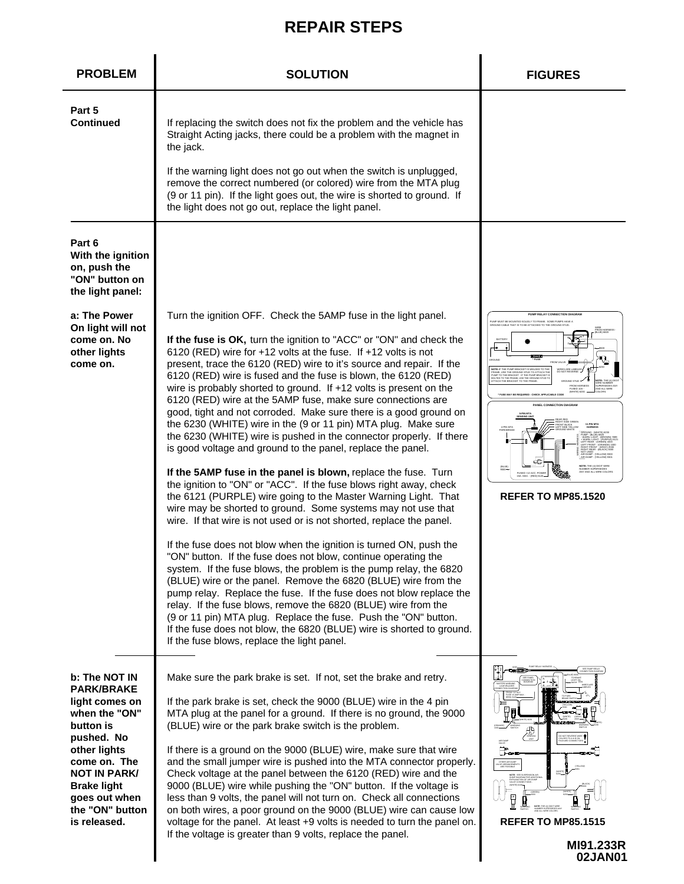# REPAIR STEPS

| PROBLEM | SOLUTION | FIGURES |
|---|---|---|
| **Part 5 Continued** | If replacing the switch does not fix the problem and the vehicle has Straight Acting jacks, there could be a problem with the magnet in the jack.<br><br>If the warning light does not go out when the switch is unplugged, remove the correct numbered (or colored) wire from the MTA plug (9 or 11 pin). If the light goes out, the wire is shorted to ground. If the light does not go out, replace the light panel. | |
| **Part 6 With the ignition on, push the "ON" button on the light panel:**<br><br>**a: The Power On light will not come on. No other lights come on.** | Turn the ignition OFF. Check the 5AMP fuse in the light panel.<br><br>**If the fuse is OK,** turn the ignition to "ACC" or "ON" and check the 6120 (RED) wire for +12 volts at the fuse. If +12 volts is not present, trace the 6120 (RED) wire to it's source and repair. If the 6120 (RED) wire is fused and the fuse is blown, the 6120 (RED) wire is probably shorted to ground. If +12 volts is present on the 6120 (RED) wire at the 5AMP fuse, make sure connections are good, tight and not corroded. Make sure there is a good ground on the 6230 (WHITE) wire in the (9 or 11 pin) MTA plug. Make sure the 6230 (WHITE) wire is pushed in the connector properly. If there is good voltage and ground to the panel, replace the panel.<br><br>**If the 5AMP fuse in the panel is blown,** replace the fuse. Turn the ignition to "ON" or "ACC". If the fuse blows right away, check the 6121 (PURPLE) wire going to the Master Warning Light. That wire may be shorted to ground. Some systems may not use that wire. If that wire is not used or is not shorted, replace the panel.<br><br>If the fuse does not blow when the ignition is turned ON, push the "ON" button. If the fuse does not blow, continue operating the system. If the fuse blows, the problem is the pump relay, the 6820 (BLUE) wire or the panel. Remove the 6820 (BLUE) wire from the pump relay. Replace the fuse. If the fuse does not blow replace the relay. If the fuse blows, remove the 6820 (BLUE) wire from the (9 or 11 pin) MTA plug. Replace the fuse. Push the "ON" button. If the fuse does not blow, the 6820 (BLUE) wire is shorted to ground. If the fuse blows, replace the light panel. | **REFER TO MP85.1520** |
| **b: The NOT IN PARK/BRAKE light comes on when the "ON" button is pushed. No other lights come on. The NOT IN PARK/ Brake light goes out when the "ON" button is released.** | Make sure the park brake is set. If not, set the brake and retry.<br><br>If the park brake is set, check the 9000 (BLUE) wire in the 4 pin MTA plug at the panel for a ground. If there is no ground, the 9000 (BLUE) wire or the park brake switch is the problem.<br><br>If there is a ground on the 9000 (BLUE) wire, make sure that wire and the small jumper wire is pushed into the MTA connector properly. Check voltage at the panel between the 6120 (RED) wire and the 9000 (BLUE) wire while pushing the "ON" button. If the voltage is less than 9 volts, the panel will not turn on. Check all connections on both wires, a poor ground on the 9000 (BLUE) wire can cause low voltage for the panel. At least +9 volts is needed to turn the panel on. If the voltage is greater than 9 volts, replace the panel. | **REFER TO MP85.1515** |

MI91.233R
02JAN01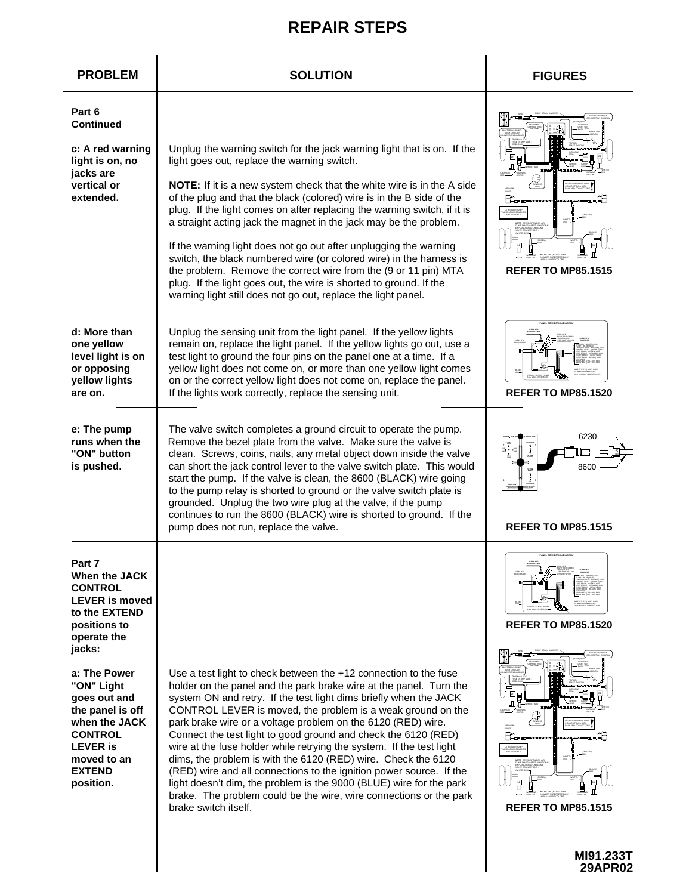# REPAIR STEPS

| PROBLEM | SOLUTION | FIGURES |
|---|---|---|
| **Part 6 Continued** **c: A red warning light is on, no jacks are vertical or extended.** | Unplug the warning switch for the jack warning light that is on. If the light goes out, replace the warning switch.<br><br>**NOTE:** If it is a new system check that the white wire is in the A side of the plug and that the black (colored) wire is in the B side of the plug. If the light comes on after replacing the warning switch, if it is a straight acting jack the magnet in the jack may be the problem.<br><br>If the warning light does not go out after unplugging the warning switch, the black numbered wire (or colored wire) in the harness is the problem. Remove the correct wire from the (9 or 11 pin) MTA plug. If the light goes out, the wire is shorted to ground. If the warning light still does not go out, replace the light panel. | **REFER TO MP85.1515** |
| **d: More than one yellow level light is on or opposing yellow lights are on.** | Unplug the sensing unit from the light panel. If the yellow lights remain on, replace the light panel. If the yellow lights go out, use a test light to ground the four pins on the panel one at a time. If a yellow light does not come on, or more than one yellow light comes on or the correct yellow light does not come on, replace the panel. If the lights work correctly, replace the sensing unit. | **REFER TO MP85.1520** |
| **e: The pump runs when the "ON" button is pushed.** | The valve switch completes a ground circuit to operate the pump. Remove the bezel plate from the valve. Make sure the valve is clean. Screws, coins, nails, any metal object down inside the valve can short the jack control lever to the valve switch plate. This would start the pump. If the valve is clean, the 8600 (BLACK) wire going to the pump relay is shorted to ground or the valve switch plate is grounded. Unplug the two wire plug at the valve, if the pump continues to run the 8600 (BLACK) wire is shorted to ground. If the pump does not run, replace the valve. | 6230<br>8600<br>**REFER TO MP85.1515** |
| **Part 7 When the JACK CONTROL LEVER is moved to the EXTEND positions to operate the jacks:**<br><br>**a: The Power "ON" Light goes out and the panel is off when the JACK CONTROL LEVER is moved to an EXTEND position.** | Use a test light to check between the +12 connection to the fuse holder on the panel and the park brake wire at the panel. Turn the system ON and retry. If the test light dims briefly when the JACK CONTROL LEVER is moved, the problem is a weak ground on the park brake wire or a voltage problem on the 6120 (RED) wire. Connect the test light to good ground and check the 6120 (RED) wire at the fuse holder while retrying the system. If the test light dims, the problem is with the 6120 (RED) wire. Check the 6120 (RED) wire and all connections to the ignition power source. If the light doesn't dim, the problem is the 9000 (BLUE) wire for the park brake. The problem could be the wire, wire connections or the park brake switch itself. | **REFER TO MP85.1520**<br><br>**REFER TO MP85.1515** |

**MI91.233T**
**29APR02**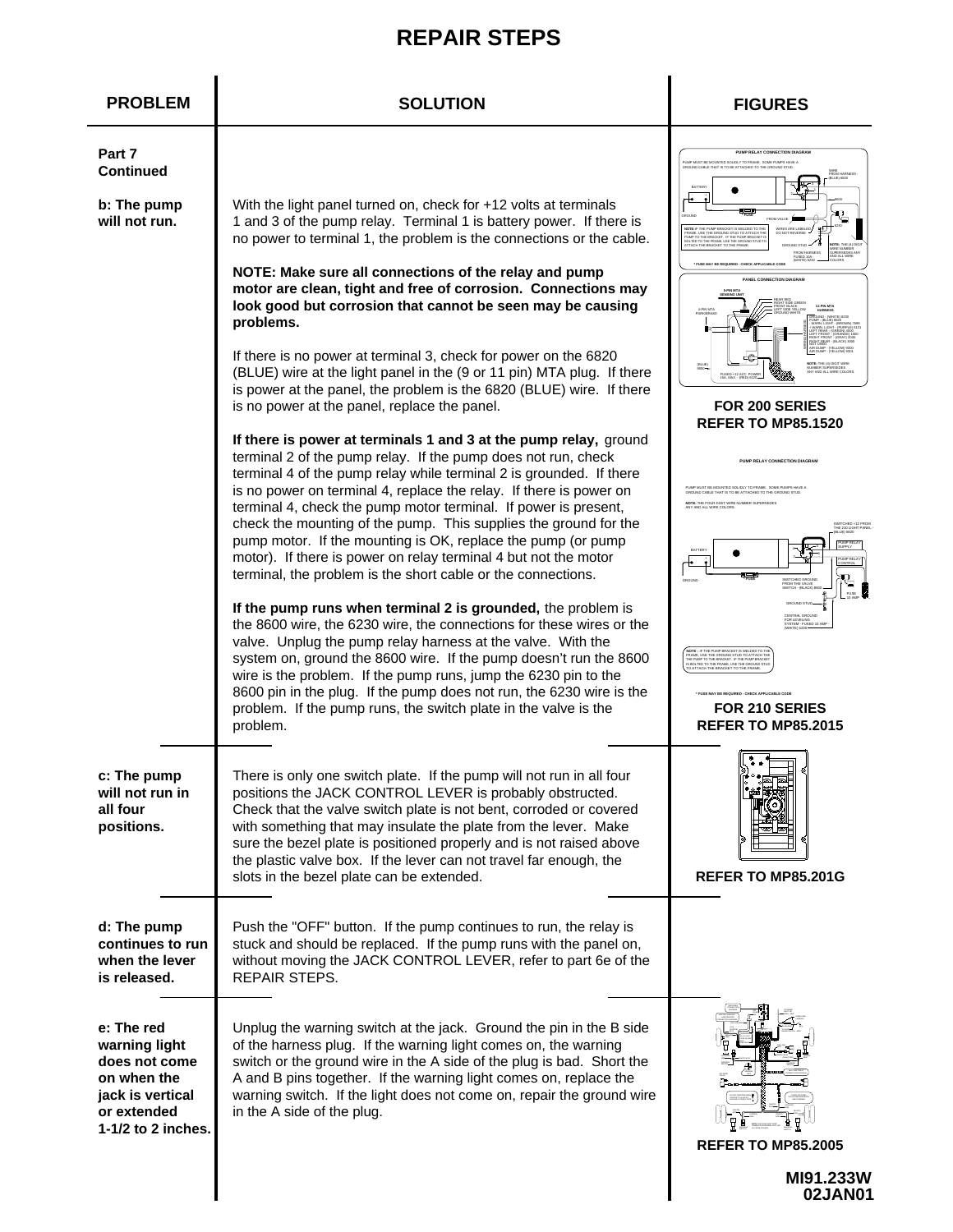# REPAIR STEPS

| PROBLEM | SOLUTION | FIGURES |
|---|---|---|
| **Part 7 Continued**<br><br>**b: The pump will not run.** | With the light panel turned on, check for +12 volts at terminals 1 and 3 of the pump relay. Terminal 1 is battery power. If there is no power to terminal 1, the problem is the connections or the cable.<br><br>**NOTE: Make sure all connections of the relay and pump motor are clean, tight and free of corrosion. Connections may look good but corrosion that cannot be seen may be causing problems.**<br><br>If there is no power at terminal 3, check for power on the 6820 (BLUE) wire at the light panel in the (9 or 11 pin) MTA plug. If there is power at the panel, the problem is the 6820 (BLUE) wire. If there is no power at the panel, replace the panel.<br><br>**If there is power at terminals 1 and 3 at the pump relay,** ground terminal 2 of the pump relay. If the pump does not run, check terminal 4 of the pump relay while terminal 2 is grounded. If there is no power on terminal 4, replace the relay. If there is power on terminal 4, check the pump motor terminal. If power is present, check the mounting of the pump. This supplies the ground for the pump motor. If the mounting is OK, replace the pump (or pump motor). If there is power on relay terminal 4 but not the motor terminal, the problem is the short cable or the connections.<br><br>**If the pump runs when terminal 2 is grounded,** the problem is the 8600 wire, the 6230 wire, the connections for these wires or the valve. Unplug the pump relay harness at the valve. With the system on, ground the 8600 wire. If the pump doesn't run the 8600 wire is the problem. If the pump runs, jump the 6230 pin to the 8600 pin in the plug. If the pump does not run, the 6230 wire is the problem. If the pump runs, the switch plate in the valve is the problem. | **FOR 200 SERIES REFER TO MP85.1520**<br><br>**FOR 210 SERIES REFER TO MP85.2015** |
| **c: The pump will not run in all four positions.** | There is only one switch plate. If the pump will not run in all four positions the JACK CONTROL LEVER is probably obstructed. Check that the valve switch plate is not bent, corroded or covered with something that may insulate the plate from the lever. Make sure the bezel plate is positioned properly and is not raised above the plastic valve box. If the lever can not travel far enough, the slots in the bezel plate can be extended. | **REFER TO MP85.201G** |
| **d: The pump continues to run when the lever is released.** | Push the "OFF" button. If the pump continues to run, the relay is stuck and should be replaced. If the pump runs with the panel on, without moving the JACK CONTROL LEVER, refer to part 6e of the REPAIR STEPS. | |
| **e: The red warning light does not come on when the jack is vertical or extended 1-1/2 to 2 inches.** | Unplug the warning switch at the jack. Ground the pin in the B side of the harness plug. If the warning light comes on, the warning switch or the ground wire in the A side of the plug is bad. Short the A and B pins together. If the warning light comes on, replace the warning switch. If the light does not come on, repair the ground wire in the A side of the plug. | **REFER TO MP85.2005** |

MI91.233W
02JAN01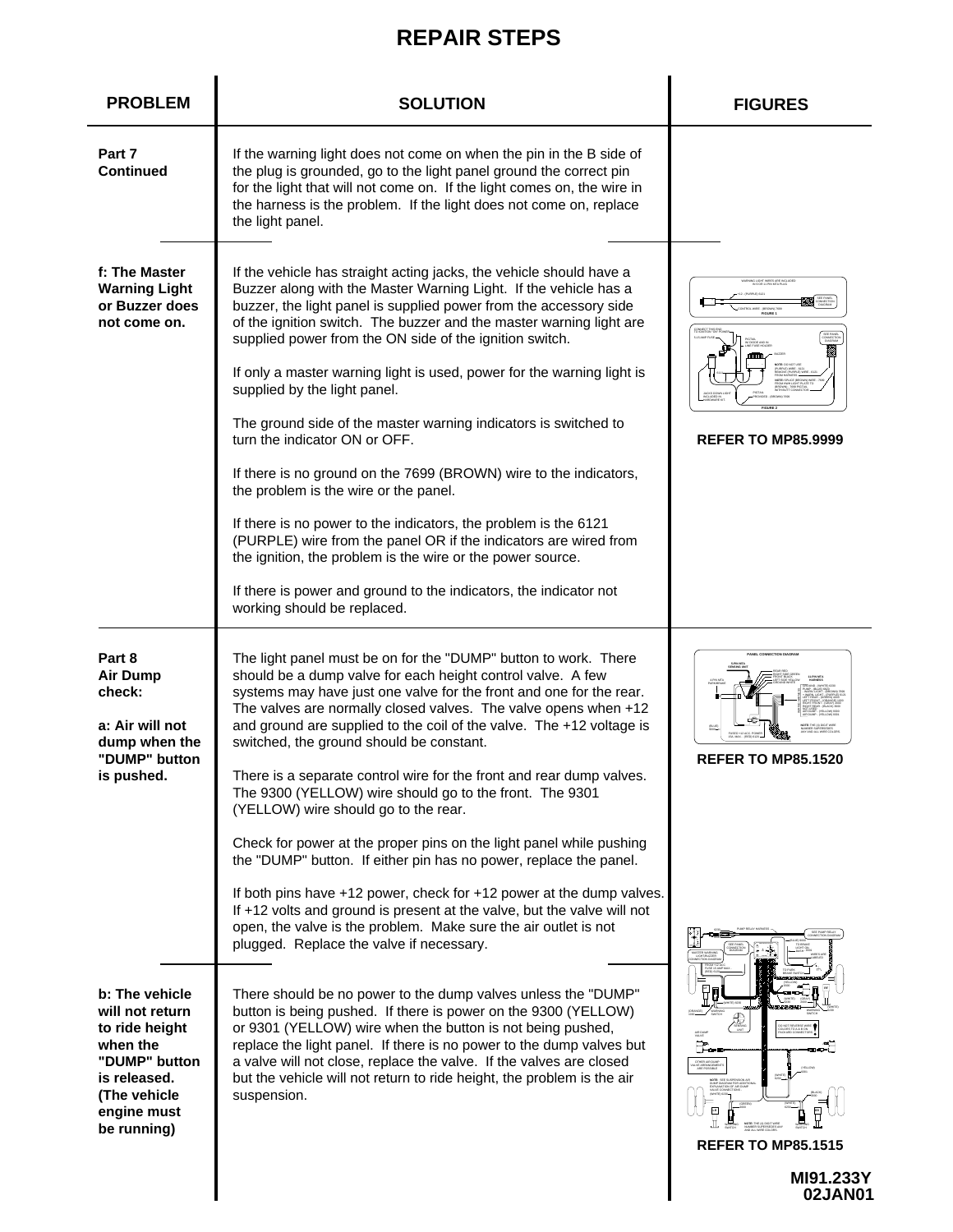# REPAIR STEPS

| PROBLEM | SOLUTION | FIGURES |
|---|---|---|
| **Part 7 Continued** | If the warning light does not come on when the pin in the B side of the plug is grounded, go to the light panel ground the correct pin for the light that will not come on. If the light comes on, the wire in the harness is the problem. If the light does not come on, replace the light panel. | |
| **f: The Master Warning Light or Buzzer does not come on.** | If the vehicle has straight acting jacks, the vehicle should have a Buzzer along with the Master Warning Light. If the vehicle has a buzzer, the light panel is supplied power from the accessory side of the ignition switch. The buzzer and the master warning light are supplied power from the ON side of the ignition switch.<br><br>If only a master warning light is used, power for the warning light is supplied by the light panel.<br><br>The ground side of the master warning indicators is switched to turn the indicator ON or OFF.<br><br>If there is no ground on the 7699 (BROWN) wire to the indicators, the problem is the wire or the panel.<br><br>If there is no power to the indicators, the problem is the 6121 (PURPLE) wire from the panel OR if the indicators are wired from the ignition, the problem is the wire or the power source.<br><br>If there is power and ground to the indicators, the indicator not working should be replaced. | **REFER TO MP85.9999** |
| **Part 8 Air Dump check:**<br><br>**a: Air will not dump when the "DUMP" button is pushed.** | The light panel must be on for the "DUMP" button to work. There should be a dump valve for each height control valve. A few systems may have just one valve for the front and one for the rear. The valves are normally closed valves. The valve opens when +12 and ground are supplied to the coil of the valve. The +12 voltage is switched, the ground should be constant.<br><br>There is a separate control wire for the front and rear dump valves. The 9300 (YELLOW) wire should go to the front. The 9301 (YELLOW) wire should go to the rear.<br><br>Check for power at the proper pins on the light panel while pushing the "DUMP" button. If either pin has no power, replace the panel.<br><br>If both pins have +12 power, check for +12 power at the dump valves. If +12 volts and ground is present at the valve, but the valve will not open, the valve is the problem. Make sure the air outlet is not plugged. Replace the valve if necessary. | **REFER TO MP85.1520** |
| **b: The vehicle will not return to ride height when the "DUMP" button is released. (The vehicle engine must be running)** | There should be no power to the dump valves unless the "DUMP" button is being pushed. If there is power on the 9300 (YELLOW) or 9301 (YELLOW) wire when the button is not being pushed, replace the light panel. If there is no power to the dump valves but a valve will not close, replace the valve. If the valves are closed but the vehicle will not return to ride height, the problem is the air suspension. | **REFER TO MP85.1515** |

MI91.233Y
02JAN01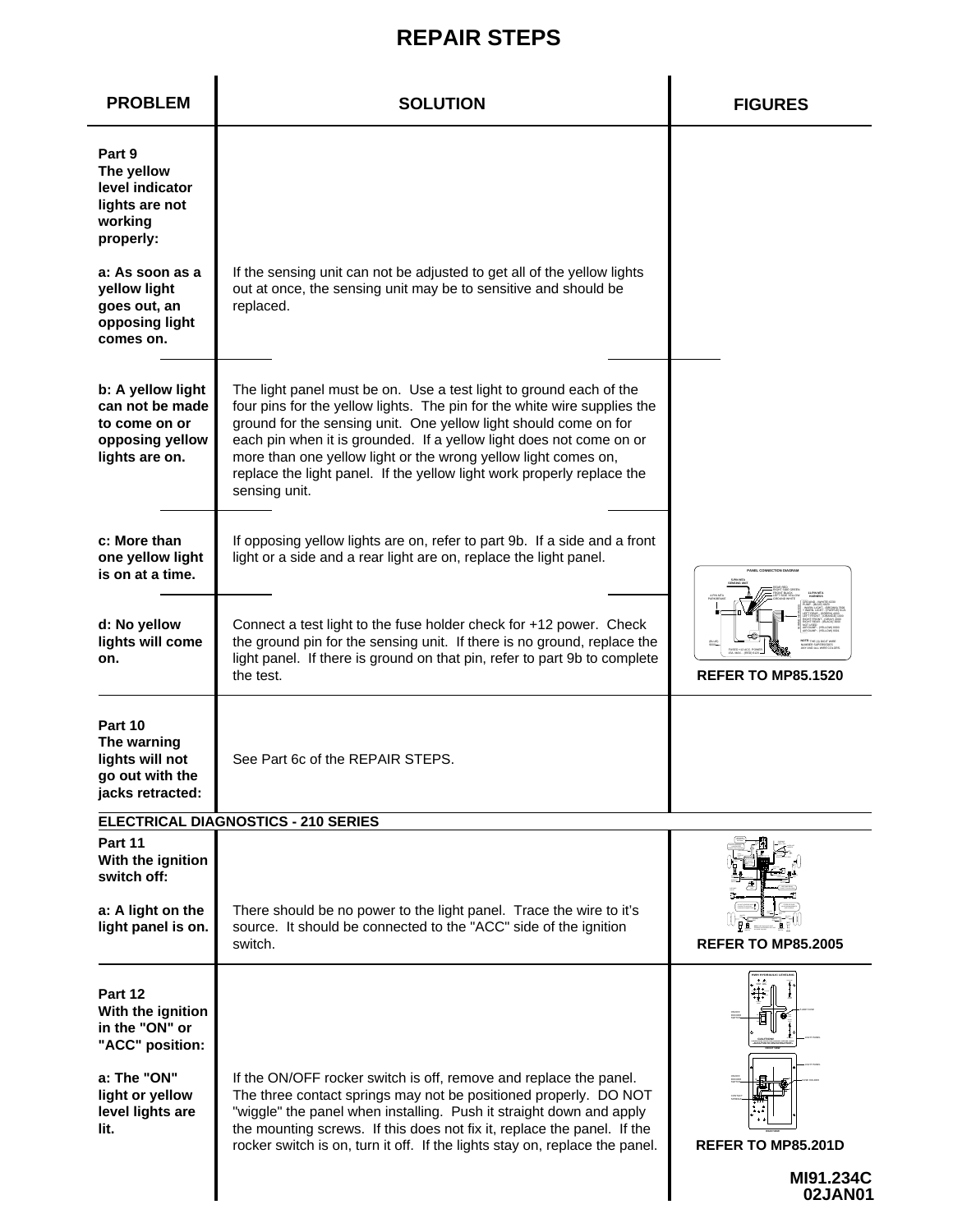# REPAIR STEPS

| PROBLEM | SOLUTION | FIGURES |
|---|---|---|
| **Part 9 The yellow level indicator lights are not working properly:** | | |
| **a: As soon as a yellow light goes out, an opposing light comes on.** | If the sensing unit can not be adjusted to get all of the yellow lights out at once, the sensing unit may be to sensitive and should be replaced. | |
| **b: A yellow light can not be made to come on or opposing yellow lights are on.** | The light panel must be on. Use a test light to ground each of the four pins for the yellow lights. The pin for the white wire supplies the ground for the sensing unit. One yellow light should come on for each pin when it is grounded. If a yellow light does not come on or more than one yellow light or the wrong yellow light comes on, replace the light panel. If the yellow light work properly replace the sensing unit. | |
| **c: More than one yellow light is on at a time.** | If opposing yellow lights are on, refer to part 9b. If a side and a front light or a side and a rear light are on, replace the light panel. | |
| **d: No yellow lights will come on.** | Connect a test light to the fuse holder check for +12 power. Check the ground pin for the sensing unit. If there is no ground, replace the light panel. If there is ground on that pin, refer to part 9b to complete the test. | **REFER TO MP85.1520** |
| **Part 10 The warning lights will not go out with the jacks retracted:** | See Part 6c of the REPAIR STEPS. | |
| **ELECTRICAL DIAGNOSTICS - 210 SERIES** | | |
| **Part 11 With the ignition switch off:** | | |
| **a: A light on the light panel is on.** | There should be no power to the light panel. Trace the wire to it's source. It should be connected to the "ACC" side of the ignition switch. | **REFER TO MP85.2005** |
| **Part 12 With the ignition in the "ON" or "ACC" position:** | | |
| **a: The "ON" light or yellow level lights are lit.** | If the ON/OFF rocker switch is off, remove and replace the panel. The three contact springs may not be positioned properly. DO NOT "wiggle" the panel when installing. Push it straight down and apply the mounting screws. If this does not fix it, replace the panel. If the rocker switch is on, turn it off. If the lights stay on, replace the panel. | **REFER TO MP85.201D** |

**MI91.234C**
**02JAN01**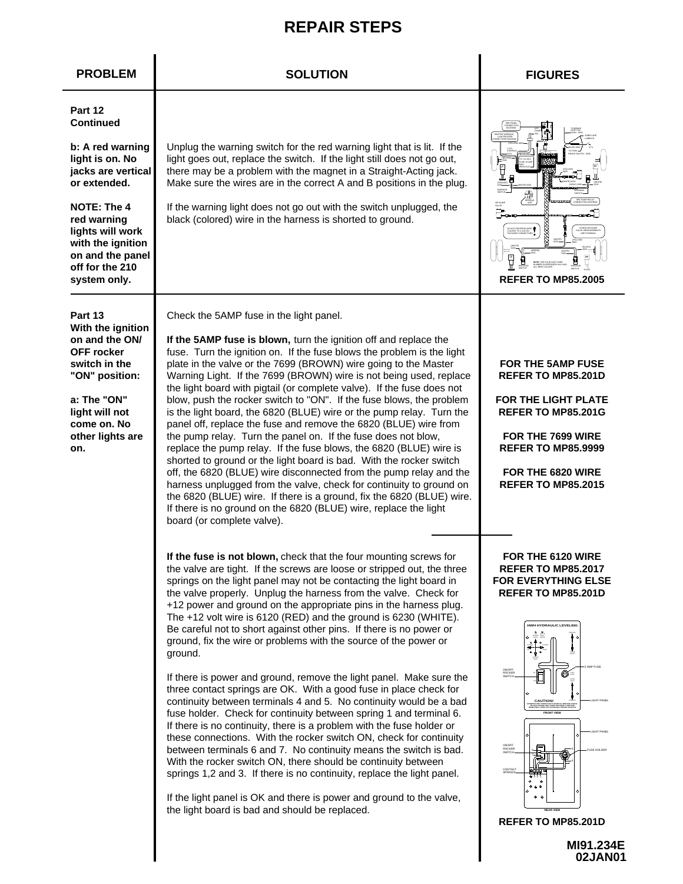# REPAIR STEPS

| PROBLEM | SOLUTION | FIGURES |
|---|---|---|
| **Part 12 Continued**<br><br>**b: A red warning light is on. No jacks are vertical or extended.**<br><br>**NOTE: The 4 red warning lights will work with the ignition on and the panel off for the 210 system only.** | Unplug the warning switch for the red warning light that is lit. If the light goes out, replace the switch. If the light still does not go out, there may be a problem with the magnet in a Straight-Acting jack. Make sure the wires are in the correct A and B positions in the plug.<br><br>If the warning light does not go out with the switch unplugged, the black (colored) wire in the harness is shorted to ground. | **REFER TO MP85.2005** |
| **Part 13 With the ignition on and the ON/ OFF rocker switch in the "ON" position:**<br><br>**a: The "ON" light will not come on. No other lights are on.** | Check the 5AMP fuse in the light panel.<br><br>**If the 5AMP fuse is blown,** turn the ignition off and replace the fuse. Turn the ignition on. If the fuse blows the problem is the light plate in the valve or the 7699 (BROWN) wire going to the Master Warning Light. If the 7699 (BROWN) wire is not being used, replace the light board with pigtail (or complete valve). If the fuse does not blow, push the rocker switch to "ON". If the fuse blows, the problem is the light board, the 6820 (BLUE) wire or the pump relay. Turn the panel off, replace the fuse and remove the 6820 (BLUE) wire from the pump relay. Turn the panel on. If the fuse does not blow, replace the pump relay. If the fuse blows, the 6820 (BLUE) wire is shorted to ground or the light board is bad. With the rocker switch off, the 6820 (BLUE) wire disconnected from the pump relay and the harness unplugged from the valve, check for continuity to ground on the 6820 (BLUE) wire. If there is a ground, fix the 6820 (BLUE) wire. If there is no ground on the 6820 (BLUE) wire, replace the light board (or complete valve). | **FOR THE 5AMP FUSE REFER TO MP85.201D**<br><br>**FOR THE LIGHT PLATE REFER TO MP85.201G**<br><br>**FOR THE 7699 WIRE REFER TO MP85.9999**<br><br>**FOR THE 6820 WIRE REFER TO MP85.2015** |
| | **If the fuse is not blown,** check that the four mounting screws for the valve are tight. If the screws are loose or stripped out, the three springs on the light panel may not be contacting the light board in the valve properly. Unplug the harness from the valve. Check for +12 power and ground on the appropriate pins in the harness plug. The +12 volt wire is 6120 (RED) and the ground is 6230 (WHITE). Be careful not to short against other pins. If there is no power or ground, fix the wire or problems with the source of the power or ground.<br><br>If there is power and ground, remove the light panel. Make sure the three contact springs are OK. With a good fuse in place check for continuity between terminals 4 and 5. No continuity would be a bad fuse holder. Check for continuity between spring 1 and terminal 6. If there is no continuity, there is a problem with the fuse holder or these connections. With the rocker switch ON, check for continuity between terminals 6 and 7. No continuity means the switch is bad. With the rocker switch ON, there should be continuity between springs 1,2 and 3. If there is no continuity, replace the light panel.<br><br>If the light panel is OK and there is power and ground to the valve, the light board is bad and should be replaced. | **FOR THE 6120 WIRE REFER TO MP85.2017**<br>**FOR EVERYTHING ELSE REFER TO MP85.201D**<br><br>**REFER TO MP85.201D** |

MI91.234E
02JAN01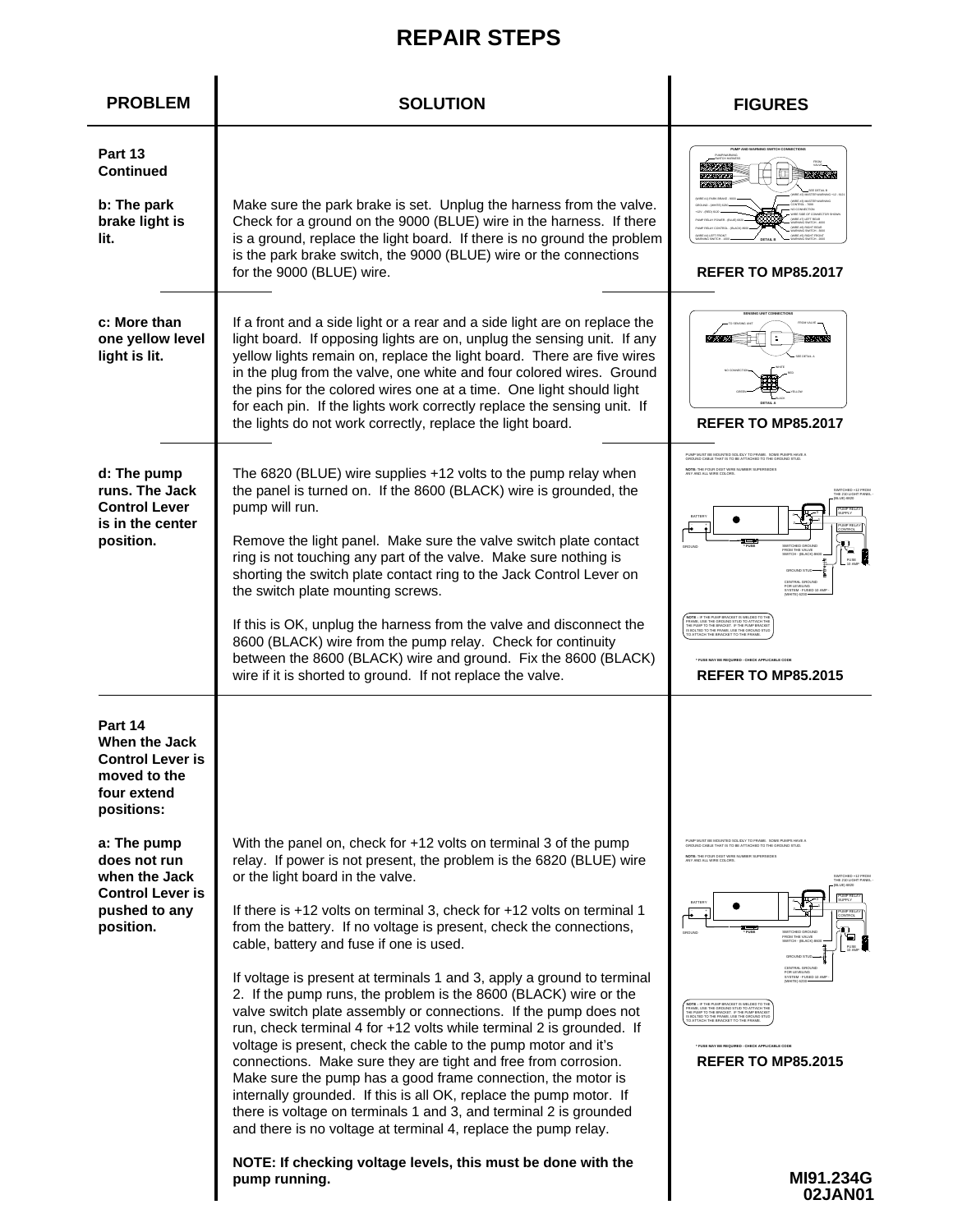# REPAIR STEPS

| PROBLEM | SOLUTION | FIGURES |
|---|---|---|
| **Part 13 Continued** | | |
| **b: The park brake light is lit.** | Make sure the park brake is set. Unplug the harness from the valve. Check for a ground on the 9000 (BLUE) wire in the harness. If there is a ground, replace the light board. If there is no ground the problem is the park brake switch, the 9000 (BLUE) wire or the connections for the 9000 (BLUE) wire. | **REFER TO MP85.2017** |
| **c: More than one yellow level light is lit.** | If a front and a side light or a rear and a side light are on replace the light board. If opposing lights are on, unplug the sensing unit. If any yellow lights remain on, replace the light board. There are five wires in the plug from the valve, one white and four colored wires. Ground the pins for the colored wires one at a time. One light should light for each pin. If the lights work correctly replace the sensing unit. If the lights do not work correctly, replace the light board. | **REFER TO MP85.2017** |
| **d: The pump runs. The Jack Control Lever is in the center position.** | The 6820 (BLUE) wire supplies +12 volts to the pump relay when the panel is turned on. If the 8600 (BLACK) wire is grounded, the pump will run.<br><br>Remove the light panel. Make sure the valve switch plate contact ring is not touching any part of the valve. Make sure nothing is shorting the switch plate contact ring to the Jack Control Lever on the switch plate mounting screws.<br><br>If this is OK, unplug the harness from the valve and disconnect the 8600 (BLACK) wire from the pump relay. Check for continuity between the 8600 (BLACK) wire and ground. Fix the 8600 (BLACK) wire if it is shorted to ground. If not replace the valve. | **REFER TO MP85.2015** |
| **Part 14 When the Jack Control Lever is moved to the four extend positions:** | | |
| **a: The pump does not run when the Jack Control Lever is pushed to any position.** | With the panel on, check for +12 volts on terminal 3 of the pump relay. If power is not present, the problem is the 6820 (BLUE) wire or the light board in the valve.<br><br>If there is +12 volts on terminal 3, check for +12 volts on terminal 1 from the battery. If no voltage is present, check the connections, cable, battery and fuse if one is used.<br><br>If voltage is present at terminals 1 and 3, apply a ground to terminal 2. If the pump runs, the problem is the 8600 (BLACK) wire or the valve switch plate assembly or connections. If the pump does not run, check terminal 4 for +12 volts while terminal 2 is grounded. If voltage is present, check the cable to the pump motor and it's connections. Make sure they are tight and free from corrosion. Make sure the pump has a good frame connection, the motor is internally grounded. If this is all OK, replace the pump motor. If there is voltage on terminals 1 and 3, and terminal 2 is grounded and there is no voltage at terminal 4, replace the pump relay.<br><br>**NOTE: If checking voltage levels, this must be done with the pump running.** | **REFER TO MP85.2015** |

**MI91.234G 02JAN01**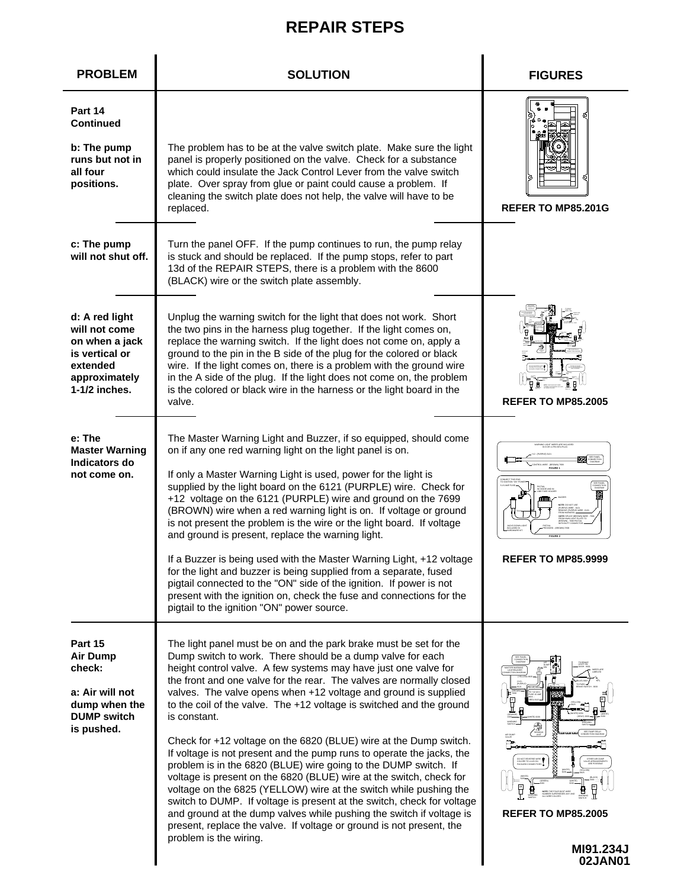# REPAIR STEPS

| PROBLEM | SOLUTION | FIGURES |
|---|---|---|
| **Part 14 Continued**<br><br>**b: The pump runs but not in all four positions.** | The problem has to be at the valve switch plate. Make sure the light panel is properly positioned on the valve. Check for a substance which could insulate the Jack Control Lever from the valve switch plate. Over spray from glue or paint could cause a problem. If cleaning the switch plate does not help, the valve will have to be replaced. | **REFER TO MP85.201G** |
| **c: The pump will not shut off.** | Turn the panel OFF. If the pump continues to run, the pump relay is stuck and should be replaced. If the pump stops, refer to part 13d of the REPAIR STEPS, there is a problem with the 8600 (BLACK) wire or the switch plate assembly. | |
| **d: A red light will not come on when a jack is vertical or extended approximately 1-1/2 inches.** | Unplug the warning switch for the light that does not work. Short the two pins in the harness plug together. If the light comes on, replace the warning switch. If the light does not come on, apply a ground to the pin in the B side of the plug for the colored or black wire. If the light comes on, there is a problem with the ground wire in the A side of the plug. If the light does not come on, the problem is the colored or black wire in the harness or the light board in the valve. | **REFER TO MP85.2005** |
| **e: The Master Warning Indicators do not come on.** | The Master Warning Light and Buzzer, if so equipped, should come on if any one red warning light on the light panel is on.<br><br>If only a Master Warning Light is used, power for the light is supplied by the light board on the 6121 (PURPLE) wire. Check for +12 voltage on the 6121 (PURPLE) wire and ground on the 7699 (BROWN) wire when a red warning light is on. If voltage or ground is not present the problem is the wire or the light board. If voltage and ground is present, replace the warning light.<br><br>If a Buzzer is being used with the Master Warning Light, +12 voltage for the light and buzzer is being supplied from a separate, fused pigtail connected to the "ON" side of the ignition. If power is not present with the ignition on, check the fuse and connections for the pigtail to the ignition "ON" power source. | **REFER TO MP85.9999** |
| **Part 15 Air Dump check:**<br><br>**a: Air will not dump when the DUMP switch is pushed.** | The light panel must be on and the park brake must be set for the Dump switch to work. There should be a dump valve for each height control valve. A few systems may have just one valve for the front and one valve for the rear. The valves are normally closed valves. The valve opens when +12 voltage and ground is supplied to the coil of the valve. The +12 voltage is switched and the ground is constant.<br><br>Check for +12 voltage on the 6820 (BLUE) wire at the Dump switch. If voltage is not present and the pump runs to operate the jacks, the problem is in the 6820 (BLUE) wire going to the DUMP switch. If voltage is present on the 6820 (BLUE) wire at the switch, check for voltage on the 6825 (YELLOW) wire at the switch while pushing the switch to DUMP. If voltage is present at the switch, check for voltage and ground at the dump valves while pushing the switch if voltage is present, replace the valve. If voltage or ground is not present, the problem is the wiring. | **REFER TO MP85.2005** |

MI91.234J
02JAN01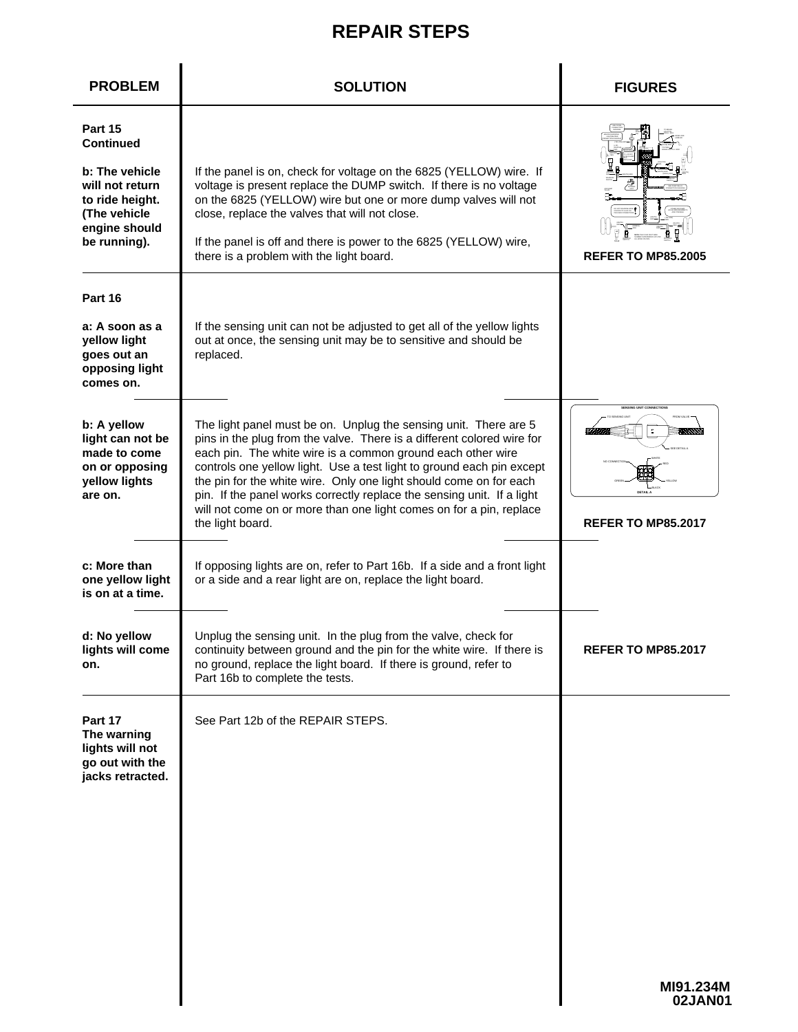# REPAIR STEPS

| PROBLEM | SOLUTION | FIGURES |
|---|---|---|
| **Part 15 Continued**<br><br>**b: The vehicle will not return to ride height. (The vehicle engine should be running).** | If the panel is on, check for voltage on the 6825 (YELLOW) wire. If voltage is present replace the DUMP switch. If there is no voltage on the 6825 (YELLOW) wire but one or more dump valves will not close, replace the valves that will not close.<br><br>If the panel is off and there is power to the 6825 (YELLOW) wire, there is a problem with the light board. | **REFER TO MP85.2005** |
| **Part 16**<br><br>**a: A soon as a yellow light goes out an opposing light comes on.** | If the sensing unit can not be adjusted to get all of the yellow lights out at once, the sensing unit may be to sensitive and should be replaced. | |
| **b: A yellow light can not be made to come on or opposing yellow lights are on.** | The light panel must be on. Unplug the sensing unit. There are 5 pins in the plug from the valve. There is a different colored wire for each pin. The white wire is a common ground each other wire controls one yellow light. Use a test light to ground each pin except the pin for the white wire. Only one light should come on for each pin. If the panel works correctly replace the sensing unit. If a light will not come on or more than one light comes on for a pin, replace the light board. | **REFER TO MP85.2017** |
| **c: More than one yellow light is on at a time.** | If opposing lights are on, refer to Part 16b. If a side and a front light or a side and a rear light are on, replace the light board. | |
| **d: No yellow lights will come on.** | Unplug the sensing unit. In the plug from the valve, check for continuity between ground and the pin for the white wire. If there is no ground, replace the light board. If there is ground, refer to Part 16b to complete the tests. | **REFER TO MP85.2017** |
| **Part 17**<br>**The warning lights will not go out with the jacks retracted.** | See Part 12b of the REPAIR STEPS. | |

MI91.234M
02JAN01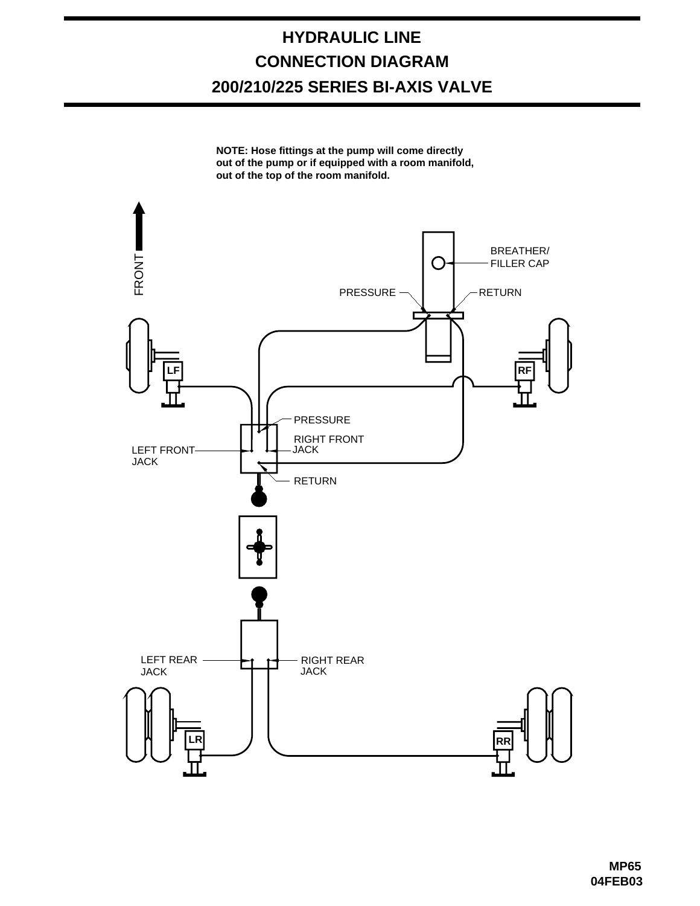# HYDRAULIC LINE CONNECTION DIAGRAM 200/210/225 SERIES BI-AXIS VALVE

**NOTE: Hose fittings at the pump will come directly out of the pump or if equipped with a room manifold, out of the top of the room manifold.**

FRONT

BREATHER/ FILLER CAP

PRESSURE

RETURN

LF

RF

PRESSURE

RIGHT FRONT JACK

LEFT FRONT JACK

RETURN

LEFT REAR JACK

RIGHT REAR JACK

LR

RR

**MP65**
**04FEB03**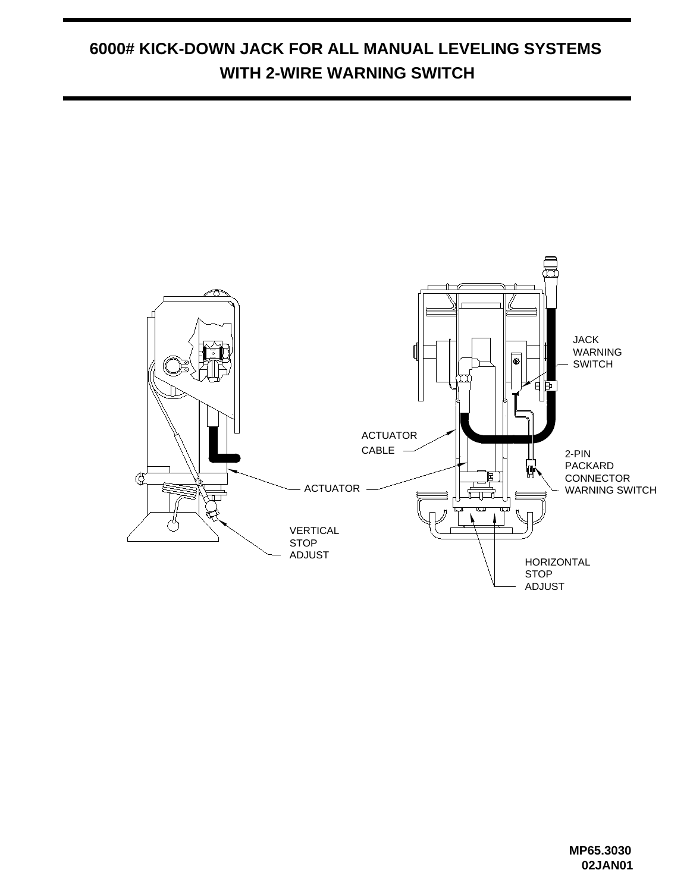# 6000# KICK-DOWN JACK FOR ALL MANUAL LEVELING SYSTEMS WITH 2-WIRE WARNING SWITCH

JACK WARNING SWITCH

ACTUATOR CABLE

2-PIN PACKARD CONNECTOR WARNING SWITCH

ACTUATOR

VERTICAL STOP ADJUST

HORIZONTAL STOP ADJUST

**MP65.3030**
**02JAN01**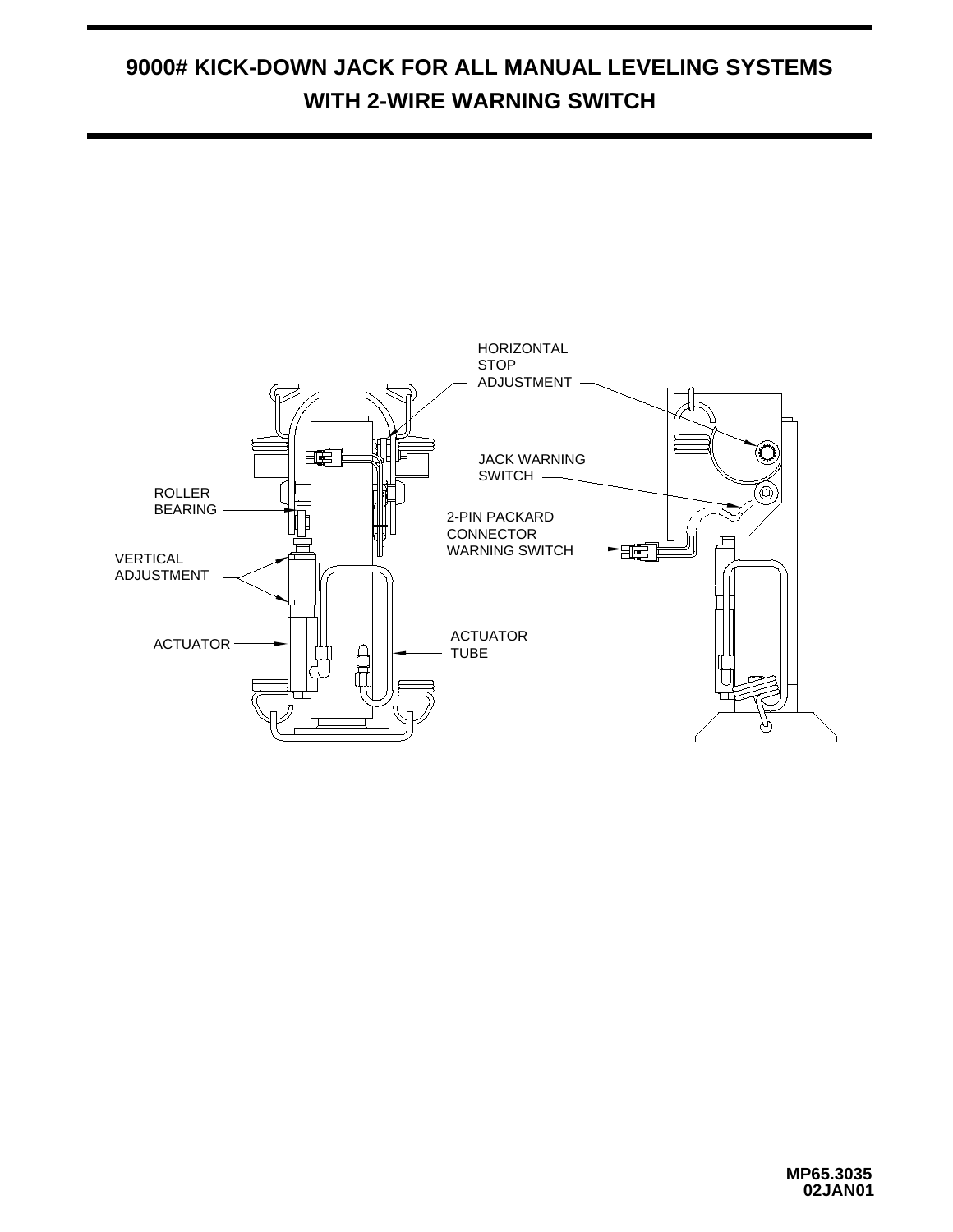# 9000# KICK-DOWN JACK FOR ALL MANUAL LEVELING SYSTEMS WITH 2-WIRE WARNING SWITCH

HORIZONTAL STOP ADJUSTMENT

JACK WARNING SWITCH

ROLLER BEARING

2-PIN PACKARD CONNECTOR WARNING SWITCH

VERTICAL ADJUSTMENT

ACTUATOR

ACTUATOR TUBE

MP65.3035
02JAN01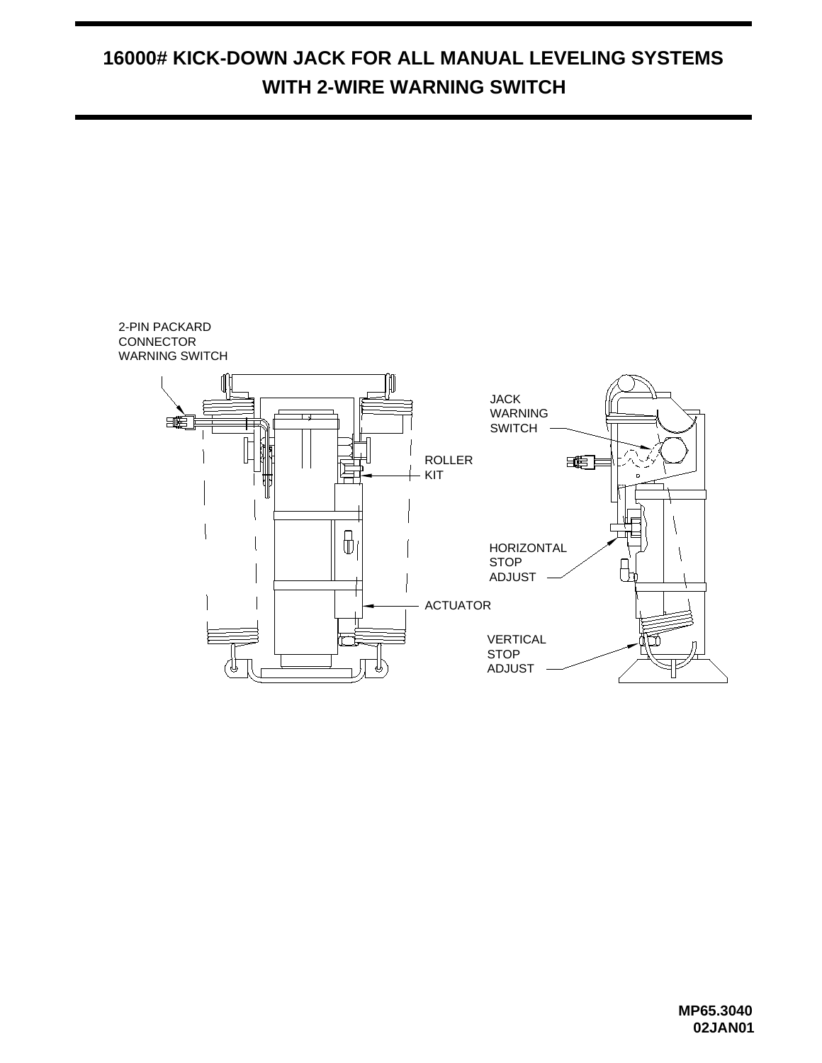# 16000# KICK-DOWN JACK FOR ALL MANUAL LEVELING SYSTEMS WITH 2-WIRE WARNING SWITCH

2-PIN PACKARD CONNECTOR WARNING SWITCH

JACK WARNING SWITCH

ROLLER KIT

HORIZONTAL STOP ADJUST

ACTUATOR

VERTICAL STOP ADJUST

**MP65.3040**
**02JAN01**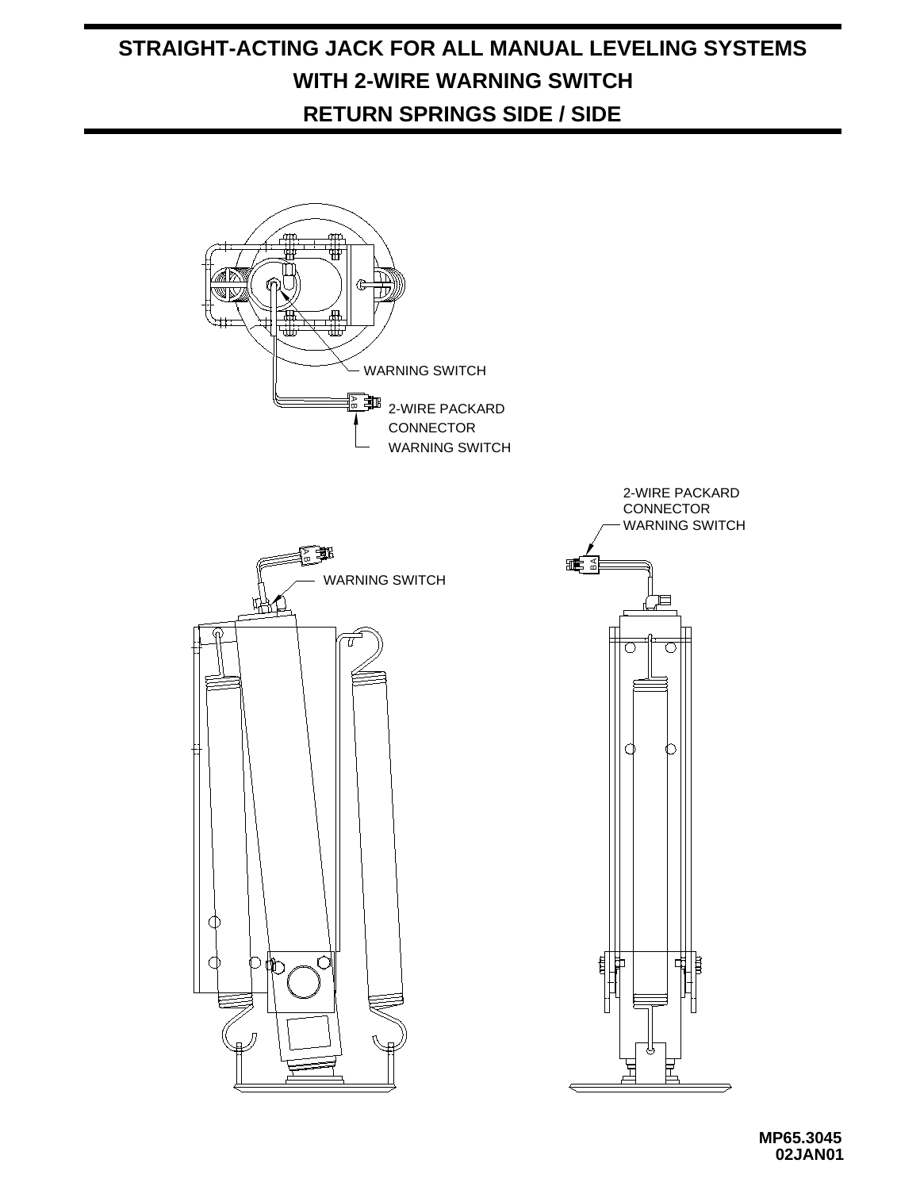# STRAIGHT-ACTING JACK FOR ALL MANUAL LEVELING SYSTEMS WITH 2-WIRE WARNING SWITCH RETURN SPRINGS SIDE / SIDE

WARNING SWITCH

2-WIRE PACKARD CONNECTOR WARNING SWITCH

2-WIRE PACKARD CONNECTOR WARNING SWITCH

WARNING SWITCH

MP65.3045
02JAN01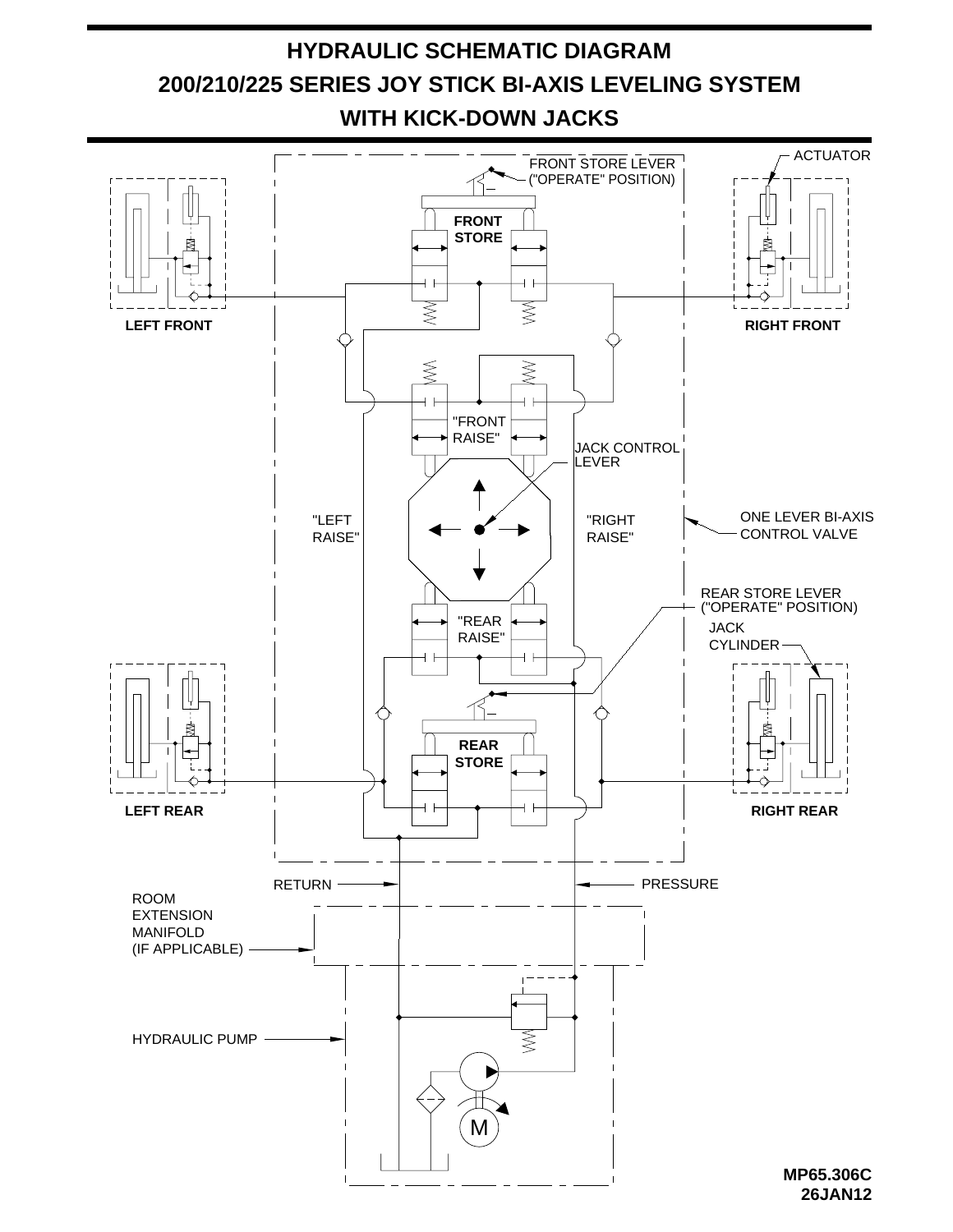# HYDRAULIC SCHEMATIC DIAGRAM

## 200/210/225 SERIES JOY STICK BI-AXIS LEVELING SYSTEM

## WITH KICK-DOWN JACKS

FRONT STORE LEVER ("OPERATE" POSITION)

ACTUATOR

FRONT STORE

LEFT FRONT

RIGHT FRONT

"FRONT RAISE"

JACK CONTROL LEVER

"LEFT RAISE"

"RIGHT RAISE"

ONE LEVER BI-AXIS CONTROL VALVE

REAR STORE LEVER ("OPERATE" POSITION)

"REAR RAISE"

JACK CYLINDER

REAR STORE

LEFT REAR

RIGHT REAR

RETURN

PRESSURE

ROOM EXTENSION MANIFOLD (IF APPLICABLE)

HYDRAULIC PUMP

M

**MP65.306C**
**26JAN12**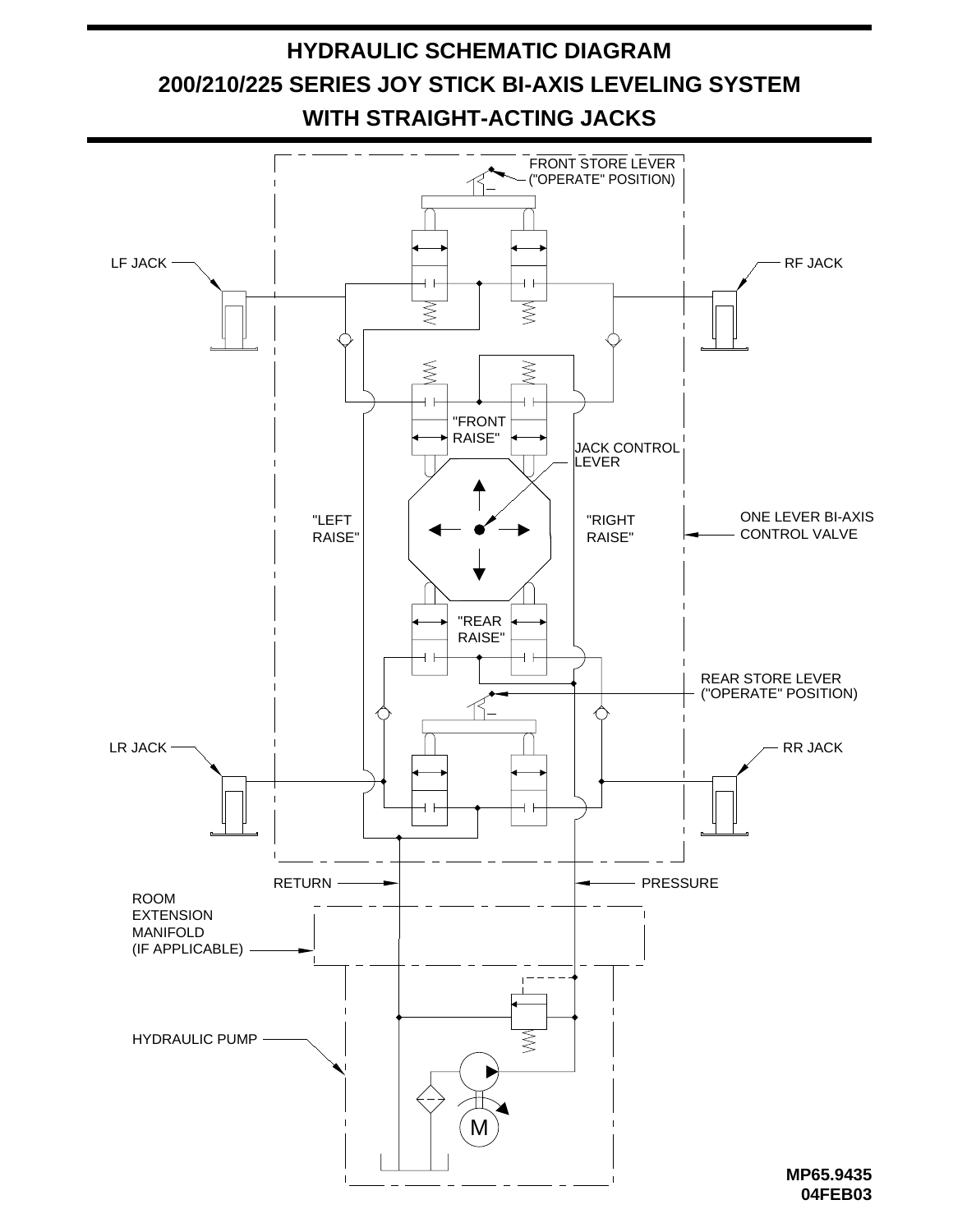# HYDRAULIC SCHEMATIC DIAGRAM

# 200/210/225 SERIES JOY STICK BI-AXIS LEVELING SYSTEM

# WITH STRAIGHT-ACTING JACKS

FRONT STORE LEVER ("OPERATE" POSITION)

LF JACK

RF JACK

"FRONT RAISE"

JACK CONTROL LEVER

"LEFT RAISE"

"RIGHT RAISE"

ONE LEVER BI-AXIS CONTROL VALVE

"REAR RAISE"

REAR STORE LEVER ("OPERATE" POSITION)

LR JACK

RR JACK

RETURN

PRESSURE

ROOM EXTENSION MANIFOLD (IF APPLICABLE)

HYDRAULIC PUMP

M

MP65.9435
04FEB03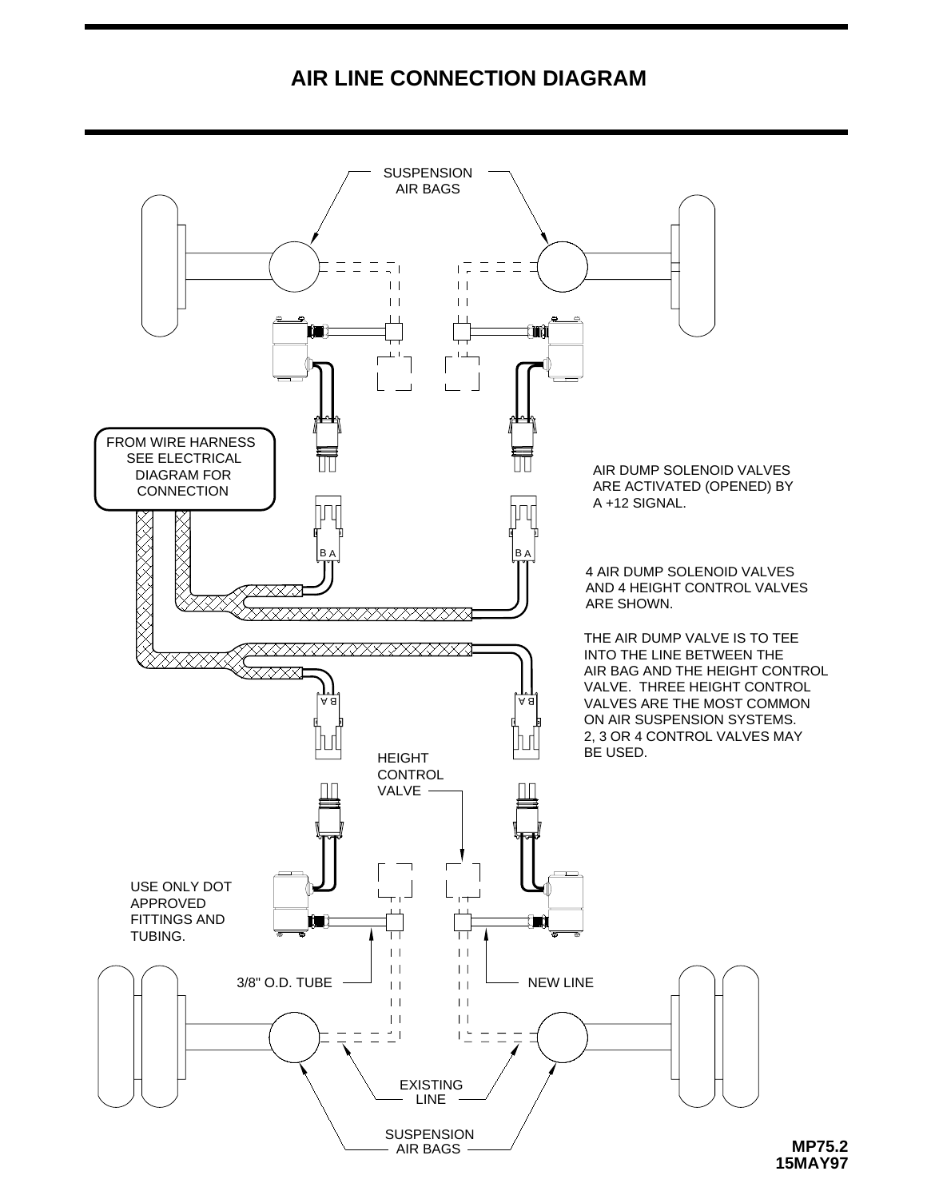# AIR LINE CONNECTION DIAGRAM

SUSPENSION AIR BAGS

FROM WIRE HARNESS SEE ELECTRICAL DIAGRAM FOR CONNECTION

AIR DUMP SOLENOID VALVES ARE ACTIVATED (OPENED) BY A +12 SIGNAL.

4 AIR DUMP SOLENOID VALVES AND 4 HEIGHT CONTROL VALVES ARE SHOWN.

THE AIR DUMP VALVE IS TO TEE INTO THE LINE BETWEEN THE AIR BAG AND THE HEIGHT CONTROL VALVE. THREE HEIGHT CONTROL VALVES ARE THE MOST COMMON ON AIR SUSPENSION SYSTEMS. 2, 3 OR 4 CONTROL VALVES MAY BE USED.

HEIGHT CONTROL VALVE

USE ONLY DOT APPROVED FITTINGS AND TUBING.

3/8" O.D. TUBE

NEW LINE

EXISTING LINE

SUSPENSION AIR BAGS

MP75.2
15MAY97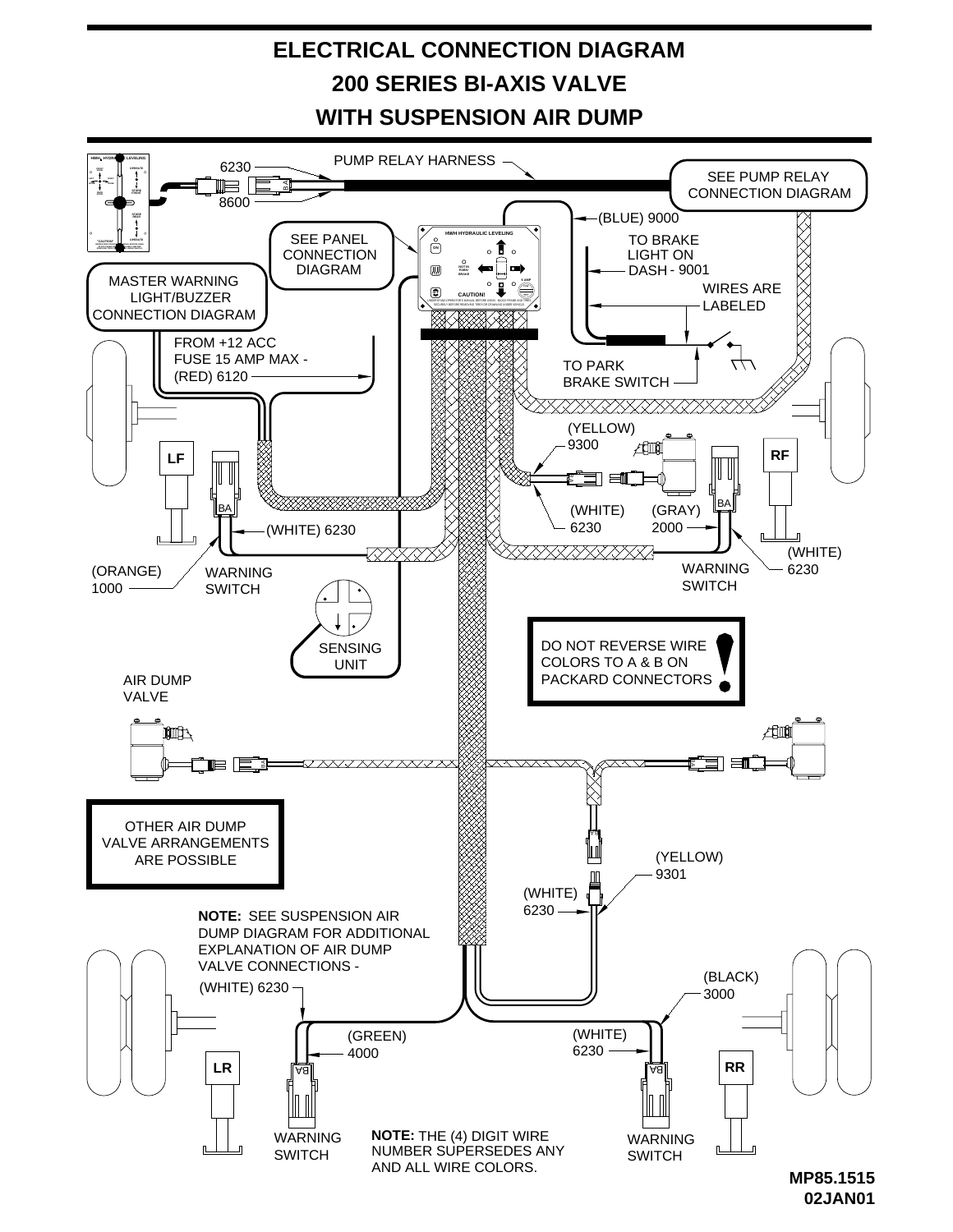# ELECTRICAL CONNECTION DIAGRAM
# 200 SERIES BI-AXIS VALVE
# WITH SUSPENSION AIR DUMP

PUMP RELAY HARNESS

6230

8600

SEE PUMP RELAY CONNECTION DIAGRAM

(BLUE) 9000

SEE PANEL CONNECTION DIAGRAM

TO BRAKE LIGHT ON DASH - 9001

MASTER WARNING LIGHT/BUZZER CONNECTION DIAGRAM

WIRES ARE LABELED

FROM +12 ACC FUSE 15 AMP MAX - (RED) 6120

TO PARK BRAKE SWITCH

(YELLOW) 9300

LF

RF

(WHITE) 6230

(GRAY) 2000

(WHITE) 6230

(WHITE) 6230

(ORANGE) 1000

WARNING SWITCH

WARNING SWITCH

SENSING UNIT

DO NOT REVERSE WIRE COLORS TO A & B ON PACKARD CONNECTORS

AIR DUMP VALVE

OTHER AIR DUMP VALVE ARRANGEMENTS ARE POSSIBLE

(YELLOW) 9301

(WHITE) 6230

**NOTE:** SEE SUSPENSION AIR DUMP DIAGRAM FOR ADDITIONAL EXPLANATION OF AIR DUMP VALVE CONNECTIONS -

(WHITE) 6230

(BLACK) 3000

(GREEN) 4000

(WHITE) 6230

LR

RR

WARNING SWITCH

WARNING SWITCH

**NOTE:** THE (4) DIGIT WIRE NUMBER SUPERSEDES ANY AND ALL WIRE COLORS.

**MP85.1515**
**02JAN01**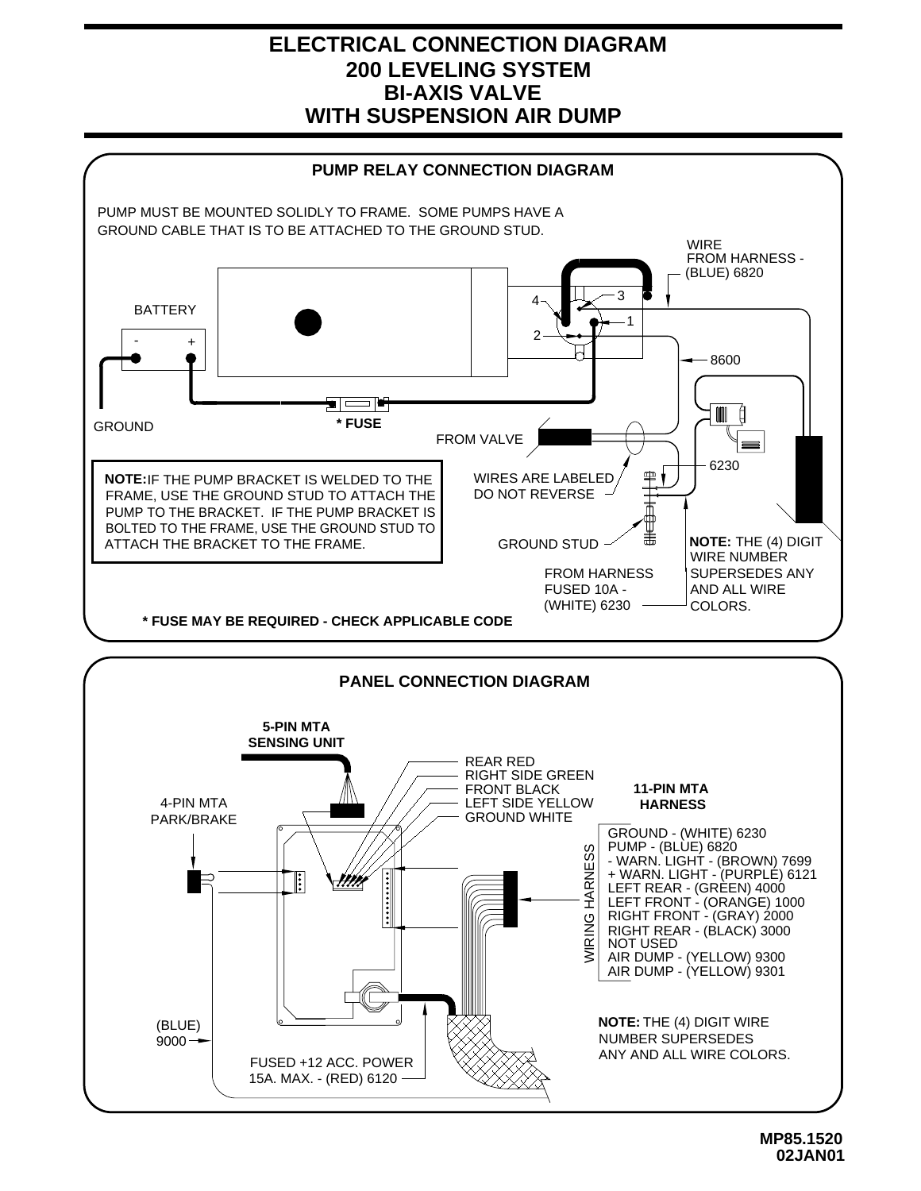# ELECTRICAL CONNECTION DIAGRAM
# 200 LEVELING SYSTEM
# BI-AXIS VALVE
# WITH SUSPENSION AIR DUMP

## PUMP RELAY CONNECTION DIAGRAM

PUMP MUST BE MOUNTED SOLIDLY TO FRAME. SOME PUMPS HAVE A GROUND CABLE THAT IS TO BE ATTACHED TO THE GROUND STUD.

WIRE FROM HARNESS - (BLUE) 6820

BATTERY

- +

4 3 1 2

8600

GROUND

**\* FUSE**

FROM VALVE

6230

WIRES ARE LABELED DO NOT REVERSE

**NOTE:** IF THE PUMP BRACKET IS WELDED TO THE FRAME, USE THE GROUND STUD TO ATTACH THE PUMP TO THE BRACKET. IF THE PUMP BRACKET IS BOLTED TO THE FRAME, USE THE GROUND STUD TO ATTACH THE BRACKET TO THE FRAME.

GROUND STUD

**NOTE:** THE (4) DIGIT WIRE NUMBER SUPERSEDES ANY AND ALL WIRE COLORS.

FROM HARNESS FUSED 10A - (WHITE) 6230

**\* FUSE MAY BE REQUIRED - CHECK APPLICABLE CODE**

## PANEL CONNECTION DIAGRAM

**5-PIN MTA SENSING UNIT**

REAR RED
RIGHT SIDE GREEN
FRONT BLACK
LEFT SIDE YELLOW
GROUND WHITE

4-PIN MTA PARK/BRAKE

**11-PIN MTA HARNESS**

WIRING HARNESS

GROUND - (WHITE) 6230
PUMP - (BLUE) 6820
\- WARN. LIGHT - (BROWN) 7699
\+ WARN. LIGHT - (PURPLE) 6121
LEFT REAR - (GREEN) 4000
LEFT FRONT - (ORANGE) 1000
RIGHT FRONT - (GRAY) 2000
RIGHT REAR - (BLACK) 3000
NOT USED
AIR DUMP - (YELLOW) 9300
AIR DUMP - (YELLOW) 9301

(BLUE) 9000

FUSED +12 ACC. POWER 15A. MAX. - (RED) 6120

**NOTE:** THE (4) DIGIT WIRE NUMBER SUPERSEDES ANY AND ALL WIRE COLORS.

**MP85.1520**
**02JAN01**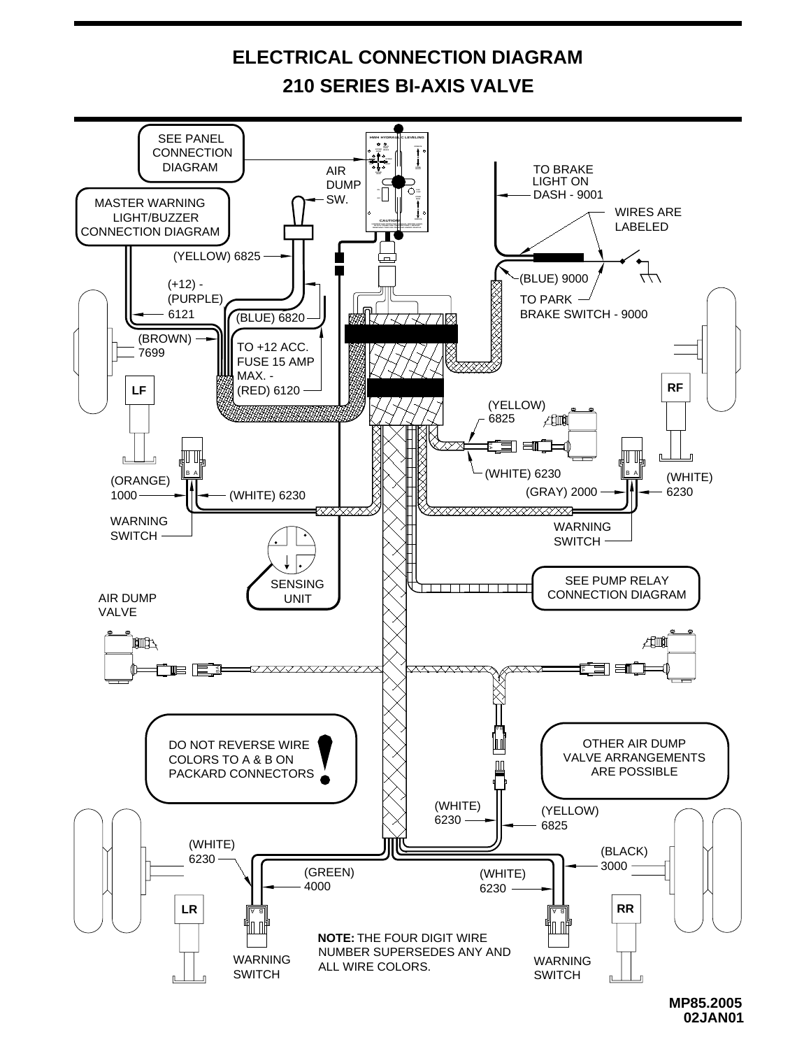# ELECTRICAL CONNECTION DIAGRAM

## 210 SERIES BI-AXIS VALVE

SEE PANEL CONNECTION DIAGRAM

AIR DUMP SW.

TO BRAKE LIGHT ON DASH - 9001

MASTER WARNING LIGHT/BUZZER CONNECTION DIAGRAM

WIRES ARE LABELED

(YELLOW) 6825

(BLUE) 9000

(+12) - (PURPLE) 6121

TO PARK BRAKE SWITCH - 9000

(BLUE) 6820

(BROWN) 7699

TO +12 ACC. FUSE 15 AMP MAX. - (RED) 6120

LF

RF

(YELLOW) 6825

(WHITE) 6230

(ORANGE) 1000

(WHITE) 6230

(GRAY) 2000

(WHITE) 6230

WARNING SWITCH

WARNING SWITCH

SENSING UNIT

SEE PUMP RELAY CONNECTION DIAGRAM

AIR DUMP VALVE

DO NOT REVERSE WIRE COLORS TO A & B ON PACKARD CONNECTORS

OTHER AIR DUMP VALVE ARRANGEMENTS ARE POSSIBLE

(WHITE) 6230

(YELLOW) 6825

(WHITE) 6230

(BLACK) 3000

(GREEN) 4000

(WHITE) 6230

LR

RR

WARNING SWITCH

**NOTE:** THE FOUR DIGIT WIRE NUMBER SUPERSEDES ANY AND ALL WIRE COLORS.

WARNING SWITCH

MP85.2005
02JAN01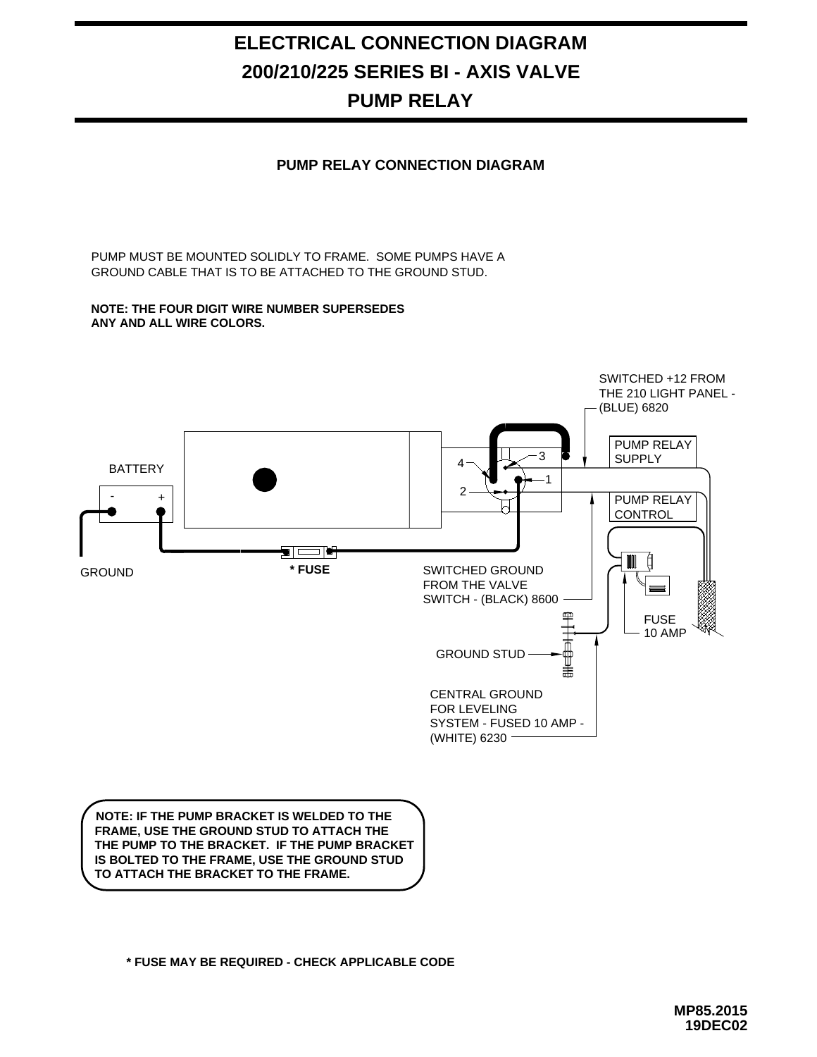# ELECTRICAL CONNECTION DIAGRAM
# 200/210/225 SERIES BI - AXIS VALVE
# PUMP RELAY

### PUMP RELAY CONNECTION DIAGRAM

PUMP MUST BE MOUNTED SOLIDLY TO FRAME. SOME PUMPS HAVE A GROUND CABLE THAT IS TO BE ATTACHED TO THE GROUND STUD.

**NOTE: THE FOUR DIGIT WIRE NUMBER SUPERSEDES ANY AND ALL WIRE COLORS.**

SWITCHED +12 FROM THE 210 LIGHT PANEL - (BLUE) 6820

PUMP RELAY SUPPLY

PUMP RELAY CONTROL

BATTERY

- +

4 3 1 2

GROUND

**\* FUSE**

SWITCHED GROUND FROM THE VALVE SWITCH - (BLACK) 8600

FUSE 10 AMP

GROUND STUD

CENTRAL GROUND FOR LEVELING SYSTEM - FUSED 10 AMP - (WHITE) 6230

**NOTE: IF THE PUMP BRACKET IS WELDED TO THE FRAME, USE THE GROUND STUD TO ATTACH THE THE PUMP TO THE BRACKET. IF THE PUMP BRACKET IS BOLTED TO THE FRAME, USE THE GROUND STUD TO ATTACH THE BRACKET TO THE FRAME.**

**\* FUSE MAY BE REQUIRED - CHECK APPLICABLE CODE**

**MP85.2015**
**19DEC02**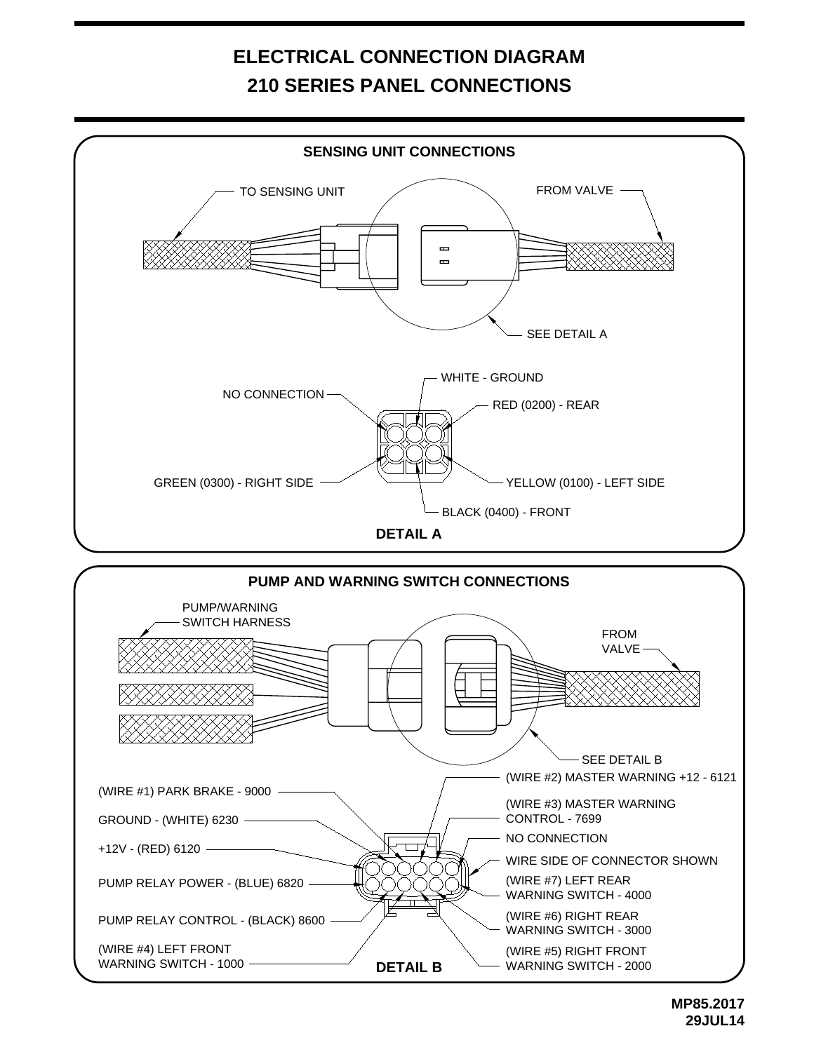# ELECTRICAL CONNECTION DIAGRAM
# 210 SERIES PANEL CONNECTIONS

## SENSING UNIT CONNECTIONS

TO SENSING UNIT

FROM VALVE

SEE DETAIL A

NO CONNECTION

WHITE - GROUND

RED (0200) - REAR

GREEN (0300) - RIGHT SIDE

YELLOW (0100) - LEFT SIDE

BLACK (0400) - FRONT

**DETAIL A**

## PUMP AND WARNING SWITCH CONNECTIONS

PUMP/WARNING SWITCH HARNESS

FROM VALVE

SEE DETAIL B

(WIRE #1) PARK BRAKE - 9000

GROUND - (WHITE) 6230

+12V - (RED) 6120

PUMP RELAY POWER - (BLUE) 6820

PUMP RELAY CONTROL - (BLACK) 8600

(WIRE #4) LEFT FRONT WARNING SWITCH - 1000

(WIRE #2) MASTER WARNING +12 - 6121

(WIRE #3) MASTER WARNING CONTROL - 7699

NO CONNECTION

WIRE SIDE OF CONNECTOR SHOWN

(WIRE #7) LEFT REAR WARNING SWITCH - 4000

(WIRE #6) RIGHT REAR WARNING SWITCH - 3000

(WIRE #5) RIGHT FRONT WARNING SWITCH - 2000

**DETAIL B**

**MP85.2017**
**29JUL14**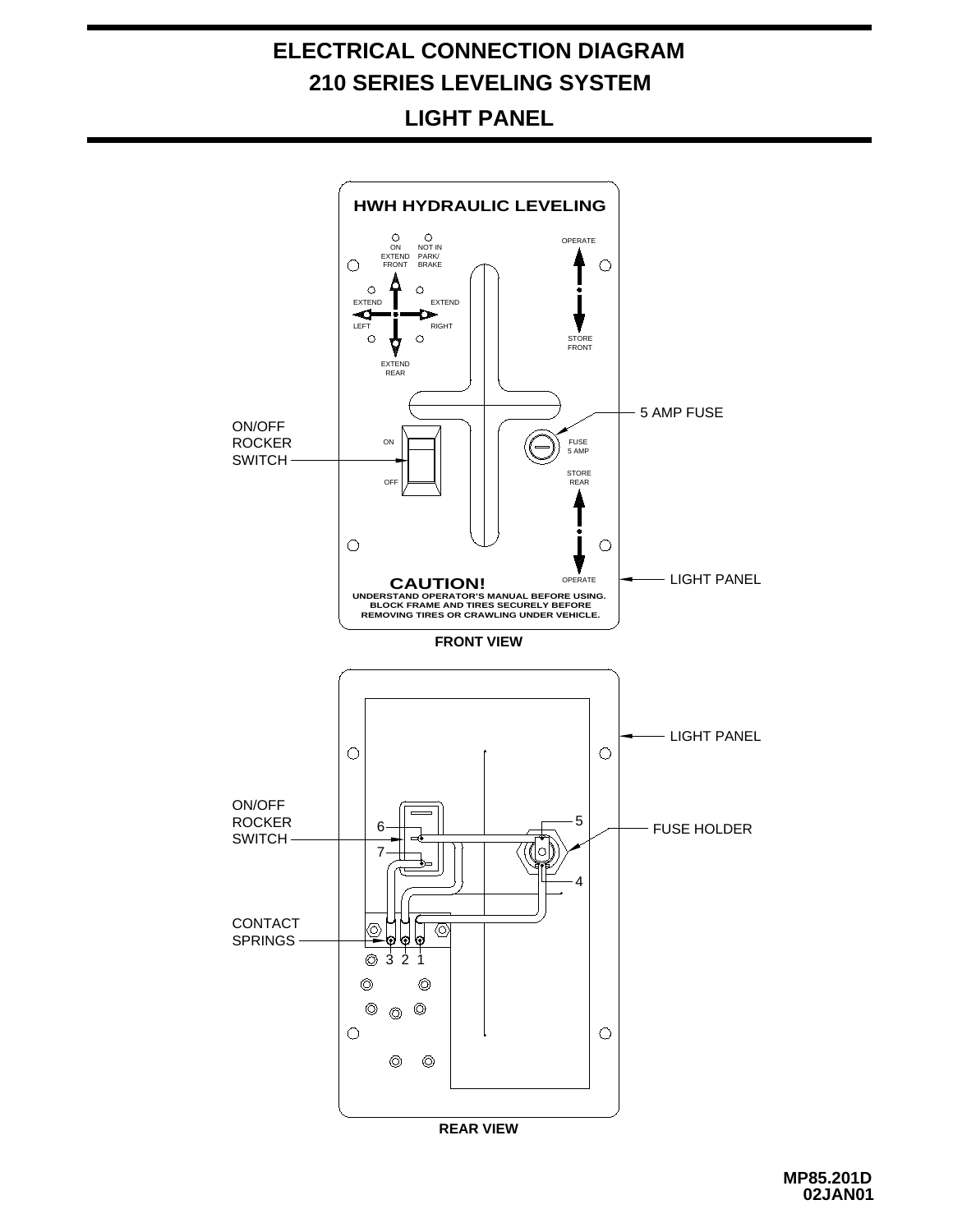# ELECTRICAL CONNECTION DIAGRAM
# 210 SERIES LEVELING SYSTEM
# LIGHT PANEL

HWH HYDRAULIC LEVELING

ON EXTEND FRONT

NOT IN PARK/ BRAKE

EXTEND LEFT

EXTEND RIGHT

EXTEND REAR

OPERATE

STORE FRONT

ON

OFF

FUSE 5 AMP

STORE REAR

OPERATE

**CAUTION!**
UNDERSTAND OPERATOR'S MANUAL BEFORE USING.
BLOCK FRAME AND TIRES SECURELY BEFORE
REMOVING TIRES OR CRAWLING UNDER VEHICLE.

ON/OFF ROCKER SWITCH

5 AMP FUSE

LIGHT PANEL

**FRONT VIEW**

LIGHT PANEL

ON/OFF ROCKER SWITCH

FUSE HOLDER

CONTACT SPRINGS

1 2 3 4 5 6 7

**REAR VIEW**

MP85.201D
02JAN01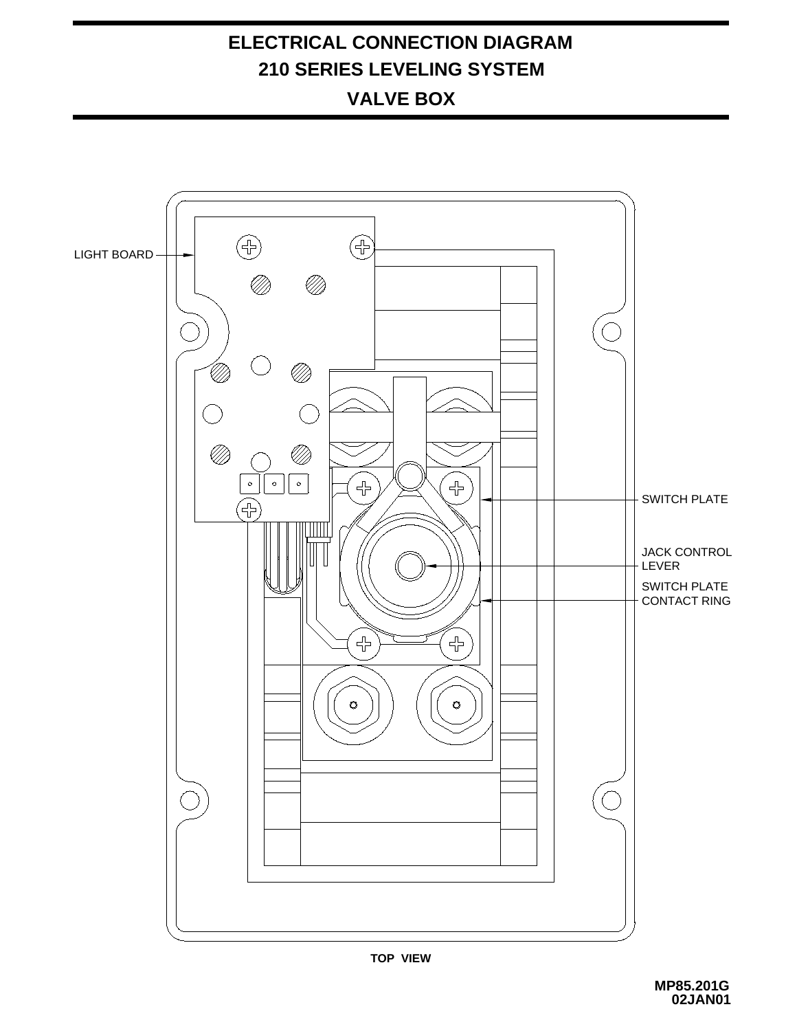# ELECTRICAL CONNECTION DIAGRAM
# 210 SERIES LEVELING SYSTEM
# VALVE BOX

LIGHT BOARD

SWITCH PLATE

JACK CONTROL LEVER

SWITCH PLATE CONTACT RING

TOP VIEW

MP85.201G
02JAN01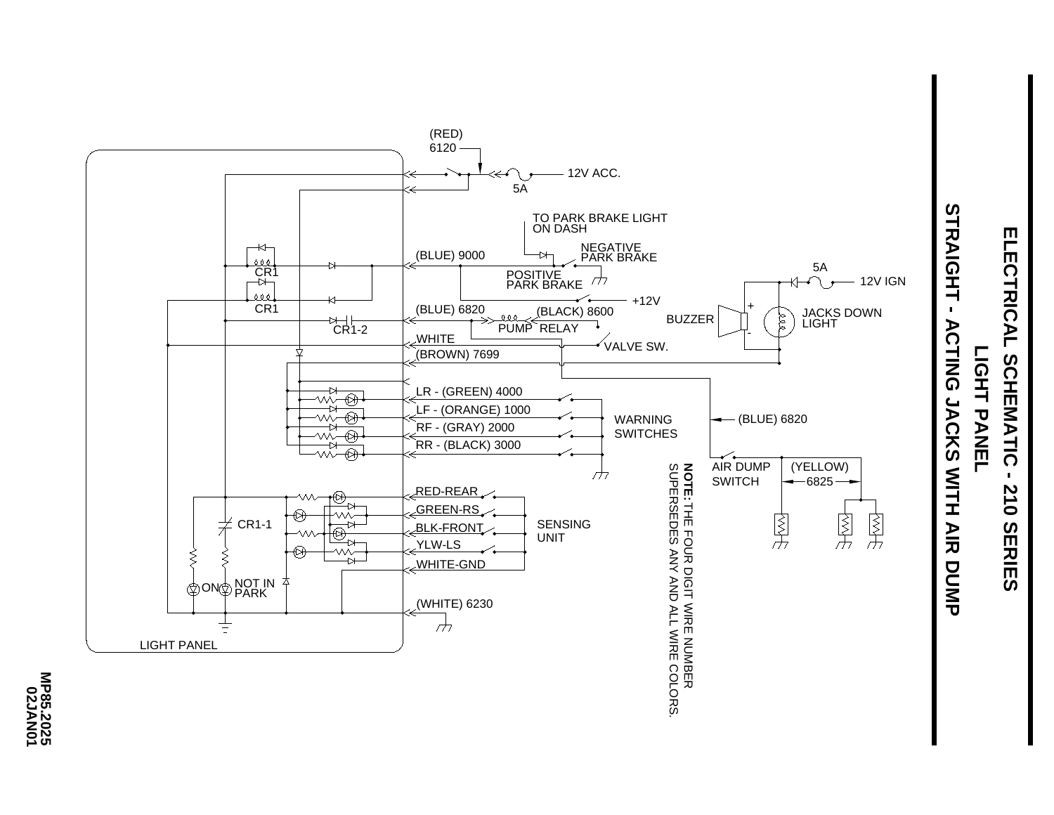# ELECTRICAL SCHEMATIC - 210 SERIES

## LIGHT PANEL

## STRAIGHT - ACTING JACKS WITH AIR DUMP

(RED) 6120

12V ACC.

5A

TO PARK BRAKE LIGHT ON DASH

NEGATIVE PARK BRAKE

POSITIVE PARK BRAKE

(BLUE) 9000

CR1

CR1

+12V

(BLUE) 6820

CR1-2

PUMP RELAY

(BLACK) 8600

WHITE

VALVE SW.

(BROWN) 7699

5A

12V IGN

BUZZER

JACKS DOWN LIGHT

LR - (GREEN) 4000

LF - (ORANGE) 1000

RF - (GRAY) 2000

RR - (BLACK) 3000

WARNING SWITCHES

(BLUE) 6820

AIR DUMP SWITCH

(YELLOW) 6825

RED-REAR

GREEN-RS

BLK-FRONT

YLW-LS

WHITE-GND

SENSING UNIT

CR1-1

ON

NOT IN PARK

(WHITE) 6230

LIGHT PANEL

**NOTE:** THE FOUR DIGIT WIRE NUMBER SUPERSEDES ANY AND ALL WIRE COLORS.

MP85.2025
02JAN01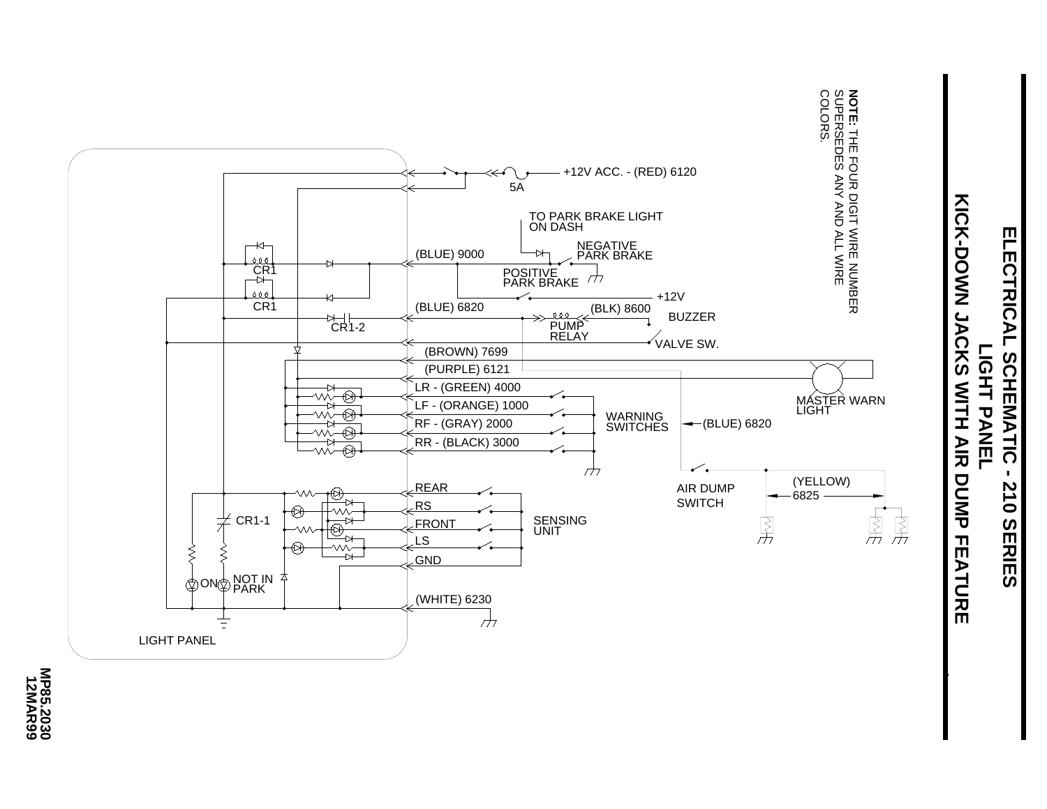# ELECTRICAL SCHEMATIC - 210 SERIES

## LIGHT PANEL

## KICK-DOWN JACKS WITH AIR DUMP FEATURE

**NOTE:** THE FOUR DIGIT WIRE NUMBER SUPERSEDES ANY AND ALL WIRE COLORS.

+12V ACC. - (RED) 6120

5A

TO PARK BRAKE LIGHT ON DASH

NEGATIVE PARK BRAKE

(BLUE) 9000

POSITIVE PARK BRAKE

CR1

CR1

+12V

(BLUE) 6820

(BLK) 8600

BUZZER

CR1-2

PUMP RELAY

VALVE SW.

(BROWN) 7699

(PURPLE) 6121

LR - (GREEN) 4000

LF - (ORANGE) 1000

RF - (GRAY) 2000

RR - (BLACK) 3000

WARNING SWITCHES

(BLUE) 6820

MASTER WARN LIGHT

AIR DUMP SWITCH

(YELLOW) 6825

REAR

RS

FRONT

LS

GND

SENSING UNIT

CR1-1

ON

NOT IN PARK

(WHITE) 6230

LIGHT PANEL

MP85.2030
12MAR99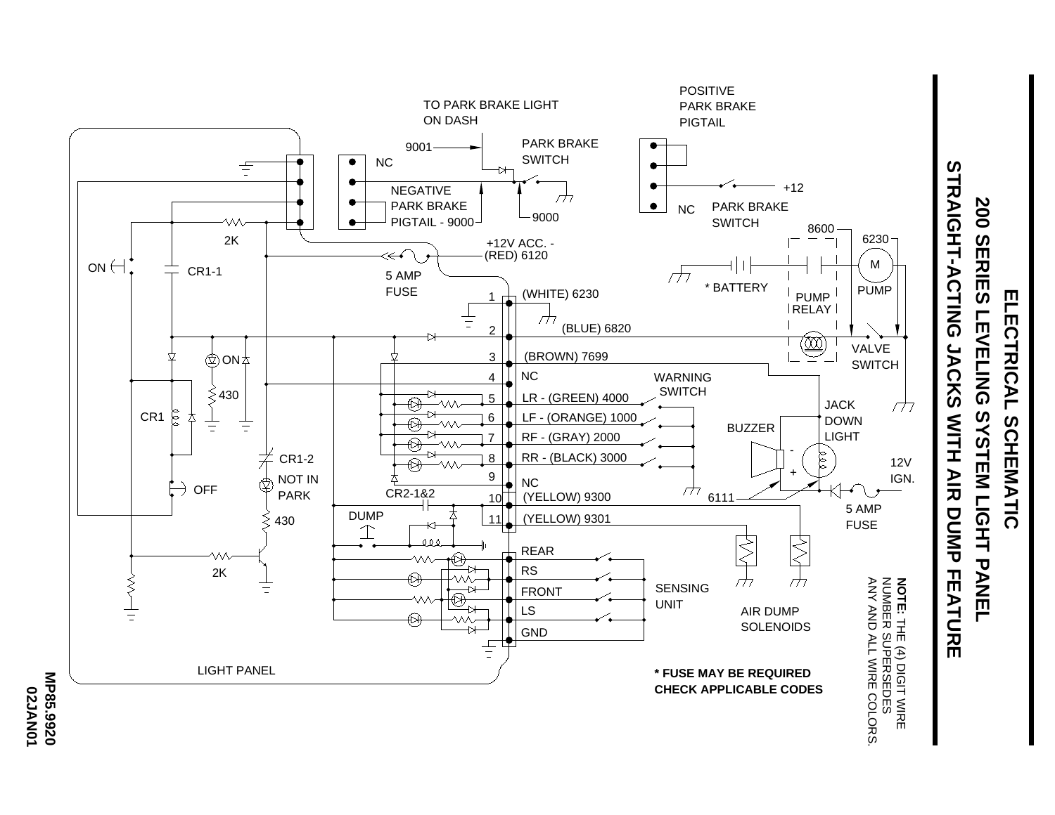# ELECTRICAL SCHEMATIC

## 200 SERIES LEVELING SYSTEM LIGHT PANEL

## STRAIGHT-ACTING JACKS WITH AIR DUMP FEATURE

TO PARK BRAKE LIGHT ON DASH

9001

PARK BRAKE SWITCH

NC

NEGATIVE PARK BRAKE PIGTAIL - 9000

9000

POSITIVE PARK BRAKE PIGTAIL

+12

NC

PARK BRAKE SWITCH

8600

6230

M

PUMP

* BATTERY

PUMP RELAY

VALVE SWITCH

2K

ON

CR1-1

+12V ACC. - (RED) 6120

5 AMP FUSE

1 (WHITE) 6230

2 (BLUE) 6820

3 (BROWN) 7699

4 NC

5 LR - (GREEN) 4000

6 LF - (ORANGE) 1000

7 RF - (GRAY) 2000

8 RR - (BLACK) 3000

9 NC

10 (YELLOW) 9300

11 (YELLOW) 9301

WARNING SWITCH

JACK DOWN LIGHT

BUZZER

12V IGN.

5 AMP FUSE

6111

ON

430

CR1

CR1-2

NOT IN PARK

OFF

430

CR2-1&2

DUMP

2K

REAR

RS

FRONT

LS

GND

SENSING UNIT

AIR DUMP SOLENOIDS

LIGHT PANEL

**NOTE:** THE (4) DIGIT WIRE NUMBER SUPERSEDES ANY AND ALL WIRE COLORS.

**\* FUSE MAY BE REQUIRED CHECK APPLICABLE CODES**

**MP85.9920**
**02JAN01**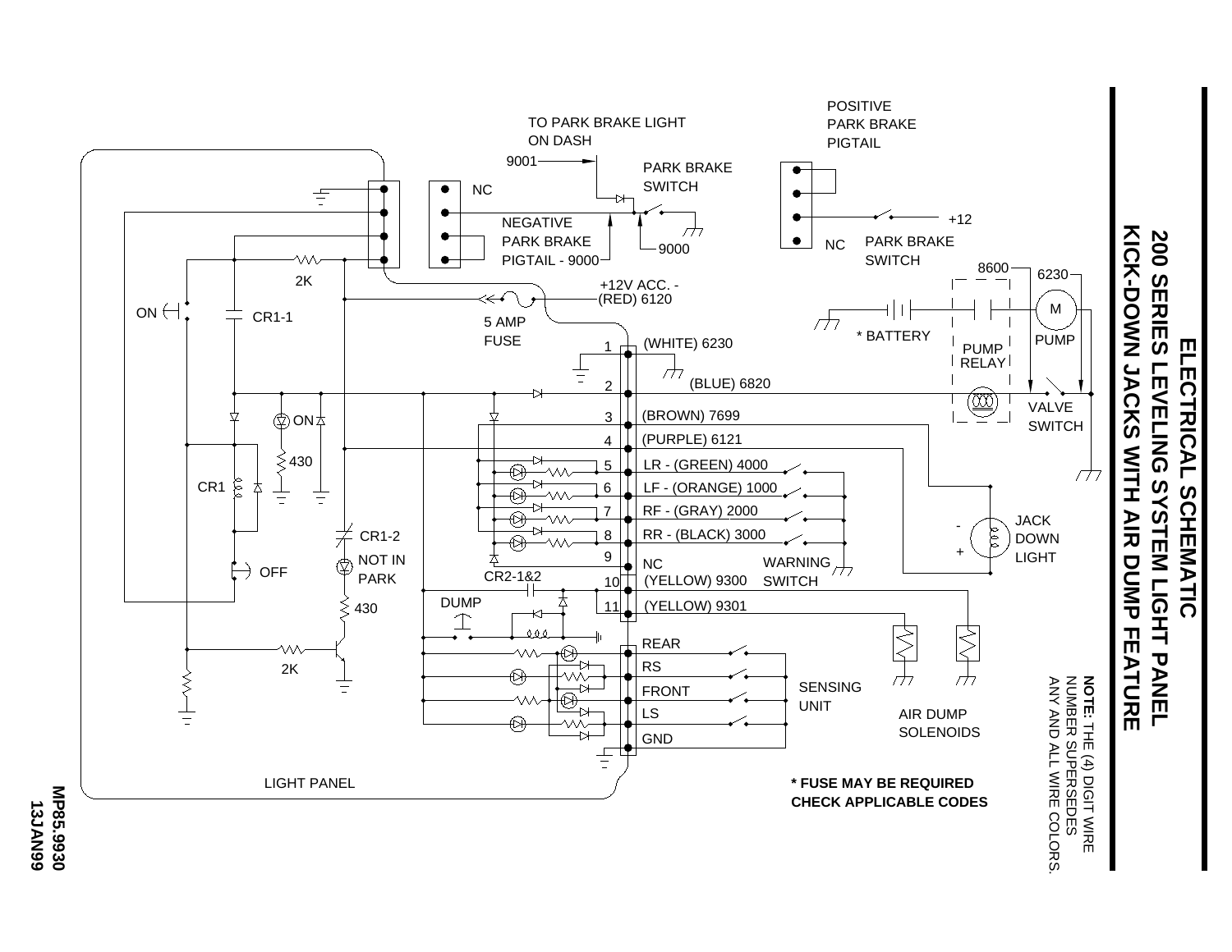# ELECTRICAL SCHEMATIC

## 200 SERIES LEVELING SYSTEM LIGHT PANEL

## KICK-DOWN JACKS WITH AIR DUMP FEATURE

**NOTE:** THE (4) DIGIT WIRE NUMBER SUPERSEDES ANY AND ALL WIRE COLORS.

TO PARK BRAKE LIGHT ON DASH

9001

PARK BRAKE SWITCH

NC

NEGATIVE PARK BRAKE PIGTAIL - 9000

9000

POSITIVE PARK BRAKE PIGTAIL

+12

NC

PARK BRAKE SWITCH

8600

6230

M

PUMP

\* BATTERY

PUMP RELAY

VALVE SWITCH

+12V ACC. - (RED) 6120

5 AMP FUSE

2K

ON

CR1-1

CR1

OFF

ON

430

CR1-2

NOT IN PARK

430

2K

CR2-1&2

DUMP

1 (WHITE) 6230

2 (BLUE) 6820

3 (BROWN) 7699

4 (PURPLE) 6121

5 LR - (GREEN) 4000

6 LF - (ORANGE) 1000

7 RF - (GRAY) 2000

8 RR - (BLACK) 3000

9 NC

10 (YELLOW) 9300

11 (YELLOW) 9301

WARNING SWITCH

JACK DOWN LIGHT

REAR

RS

FRONT

LS

GND

SENSING UNIT

AIR DUMP SOLENOIDS

LIGHT PANEL

**\* FUSE MAY BE REQUIRED CHECK APPLICABLE CODES**

**MP85.9930 13JAN99**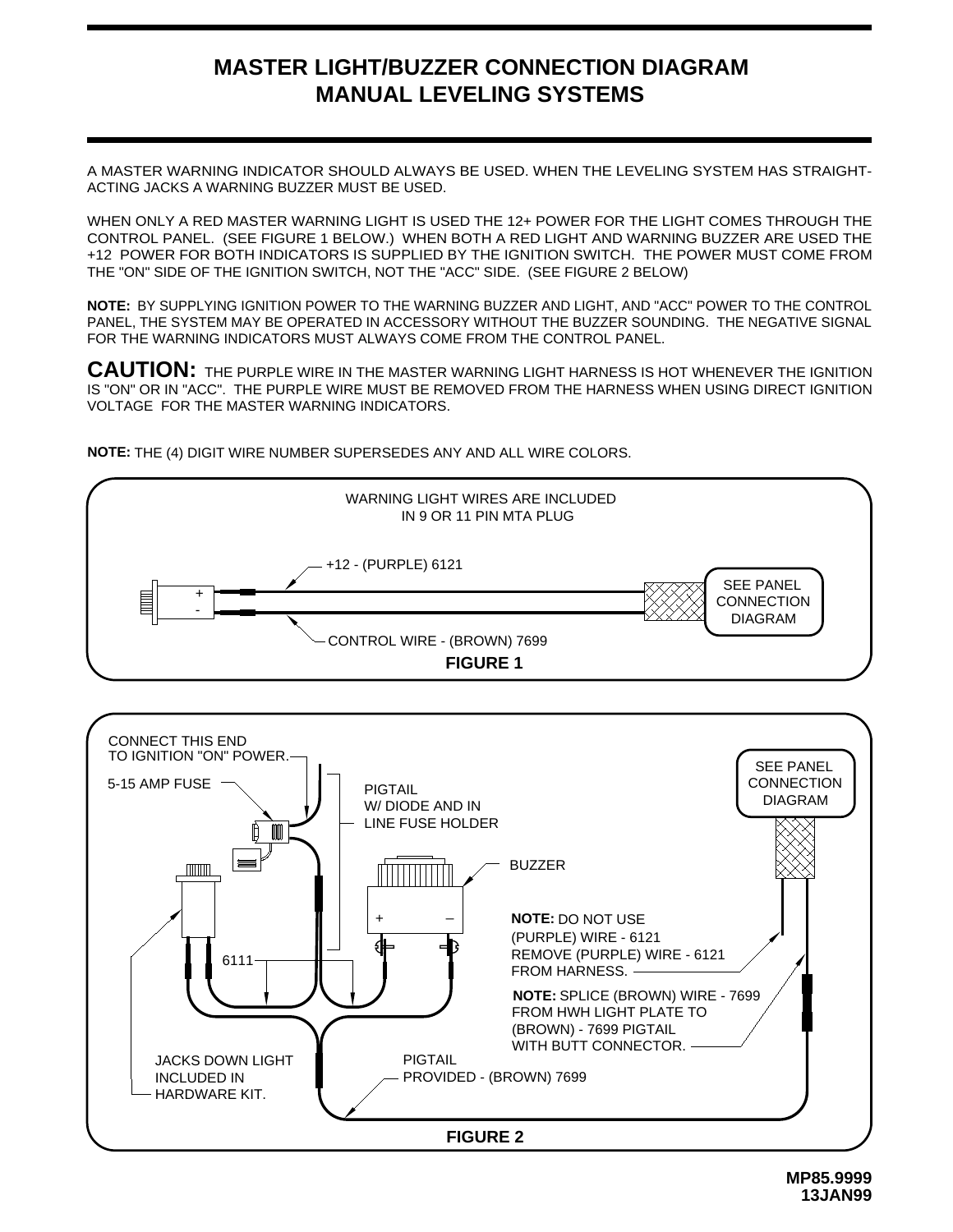# MASTER LIGHT/BUZZER CONNECTION DIAGRAM
# MANUAL LEVELING SYSTEMS

A MASTER WARNING INDICATOR SHOULD ALWAYS BE USED. WHEN THE LEVELING SYSTEM HAS STRAIGHT-ACTING JACKS A WARNING BUZZER MUST BE USED.

WHEN ONLY A RED MASTER WARNING LIGHT IS USED THE 12+ POWER FOR THE LIGHT COMES THROUGH THE CONTROL PANEL. (SEE FIGURE 1 BELOW.) WHEN BOTH A RED LIGHT AND WARNING BUZZER ARE USED THE +12 POWER FOR BOTH INDICATORS IS SUPPLIED BY THE IGNITION SWITCH. THE POWER MUST COME FROM THE "ON" SIDE OF THE IGNITION SWITCH, NOT THE "ACC" SIDE. (SEE FIGURE 2 BELOW)

**NOTE:** BY SUPPLYING IGNITION POWER TO THE WARNING BUZZER AND LIGHT, AND "ACC" POWER TO THE CONTROL PANEL, THE SYSTEM MAY BE OPERATED IN ACCESSORY WITHOUT THE BUZZER SOUNDING. THE NEGATIVE SIGNAL FOR THE WARNING INDICATORS MUST ALWAYS COME FROM THE CONTROL PANEL.

**CAUTION:** THE PURPLE WIRE IN THE MASTER WARNING LIGHT HARNESS IS HOT WHENEVER THE IGNITION IS "ON" OR IN "ACC". THE PURPLE WIRE MUST BE REMOVED FROM THE HARNESS WHEN USING DIRECT IGNITION VOLTAGE FOR THE MASTER WARNING INDICATORS.

**NOTE:** THE (4) DIGIT WIRE NUMBER SUPERSEDES ANY AND ALL WIRE COLORS.

WARNING LIGHT WIRES ARE INCLUDED IN 9 OR 11 PIN MTA PLUG

+12 - (PURPLE) 6121

+

-

CONTROL WIRE - (BROWN) 7699

SEE PANEL CONNECTION DIAGRAM

**FIGURE 1**

CONNECT THIS END TO IGNITION "ON" POWER.

5-15 AMP FUSE

PIGTAIL W/ DIODE AND IN LINE FUSE HOLDER

SEE PANEL CONNECTION DIAGRAM

BUZZER

+ –

6111

**NOTE:** DO NOT USE (PURPLE) WIRE - 6121 REMOVE (PURPLE) WIRE - 6121 FROM HARNESS.

**NOTE:** SPLICE (BROWN) WIRE - 7699 FROM HWH LIGHT PLATE TO (BROWN) - 7699 PIGTAIL WITH BUTT CONNECTOR.

JACKS DOWN LIGHT INCLUDED IN HARDWARE KIT.

PIGTAIL PROVIDED - (BROWN) 7699

**FIGURE 2**

**MP85.9999**
**13JAN99**